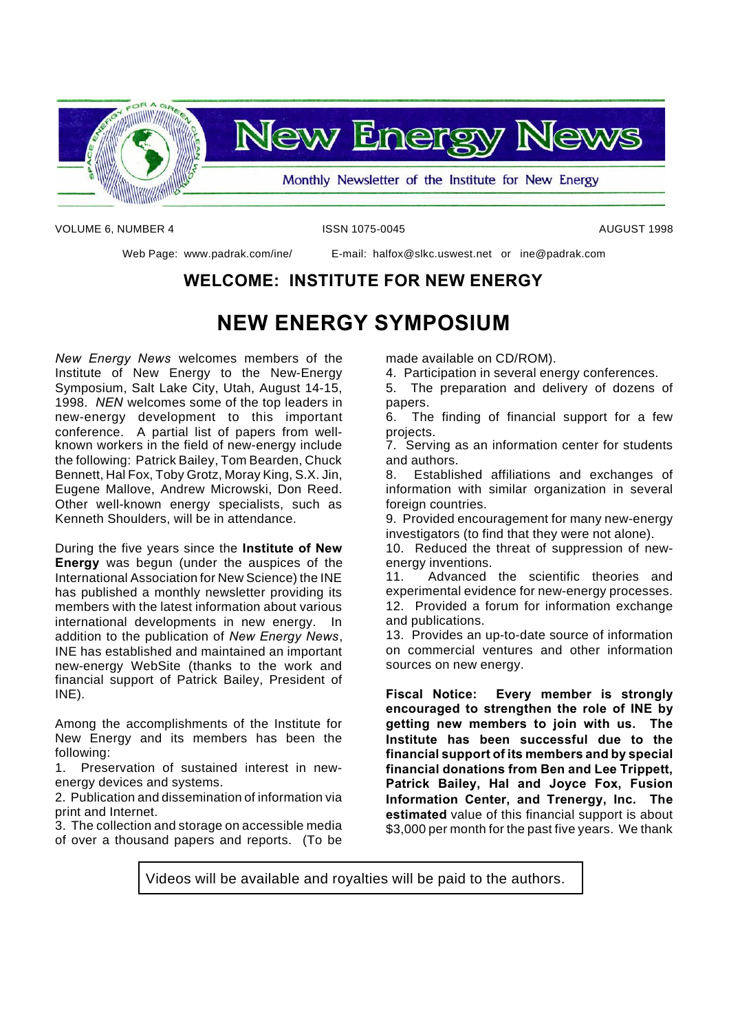# New Energy News

Monthly Newsletter of the Institute for New Energy

VOLUME 6, NUMBER 4 ISSN 1075-0045 AUGUST 1998

Web Page: www.padrak.com/ine/ E-mail: halfox@slkc.uswest.net or ine@padrak.com

## WELCOME: INSTITUTE FOR NEW ENERGY

# NEW ENERGY SYMPOSIUM

*New Energy News* welcomes members of the Institute of New Energy to the New-Energy Symposium, Salt Lake City, Utah, August 14-15, 1998. *NEN* welcomes some of the top leaders in new-energy development to this important conference. A partial list of papers from well-known workers in the field of new-energy include the following: Patrick Bailey, Tom Bearden, Chuck Bennett, Hal Fox, Toby Grotz, Moray King, S.X. Jin, Eugene Mallove, Andrew Microwski, Don Reed. Other well-known energy specialists, such as Kenneth Shoulders, will be in attendance.

During the five years since the **Institute of New Energy** was begun (under the auspices of the International Association for New Science) the INE has published a monthly newsletter providing its members with the latest information about various international developments in new energy. In addition to the publication of *New Energy News*, INE has established and maintained an important new-energy WebSite (thanks to the work and financial support of Patrick Bailey, President of INE).

Among the accomplishments of the Institute for New Energy and its members has been the following:

1. Preservation of sustained interest in new-energy devices and systems.
2. Publication and dissemination of information via print and Internet.
3. The collection and storage on accessible media of over a thousand papers and reports. (To be made available on CD/ROM).
4. Participation in several energy conferences.
5. The preparation and delivery of dozens of papers.
6. The finding of financial support for a few projects.
7. Serving as an information center for students and authors.
8. Established affiliations and exchanges of information with similar organization in several foreign countries.
9. Provided encouragement for many new-energy investigators (to find that they were not alone).
10. Reduced the threat of suppression of new-energy inventions.
11. Advanced the scientific theories and experimental evidence for new-energy processes.
12. Provided a forum for information exchange and publications.
13. Provides an up-to-date source of information on commercial ventures and other information sources on new energy.

**Fiscal Notice: Every member is strongly encouraged to strengthen the role of INE by getting new members to join with us. The Institute has been successful due to the financial support of its members and by special financial donations from Ben and Lee Trippett, Patrick Bailey, Hal and Joyce Fox, Fusion Information Center, and Trenergy, Inc. The estimated** value of this financial support is about $3,000 per month for the past five years. We thank

Videos will be available and royalties will be paid to the authors.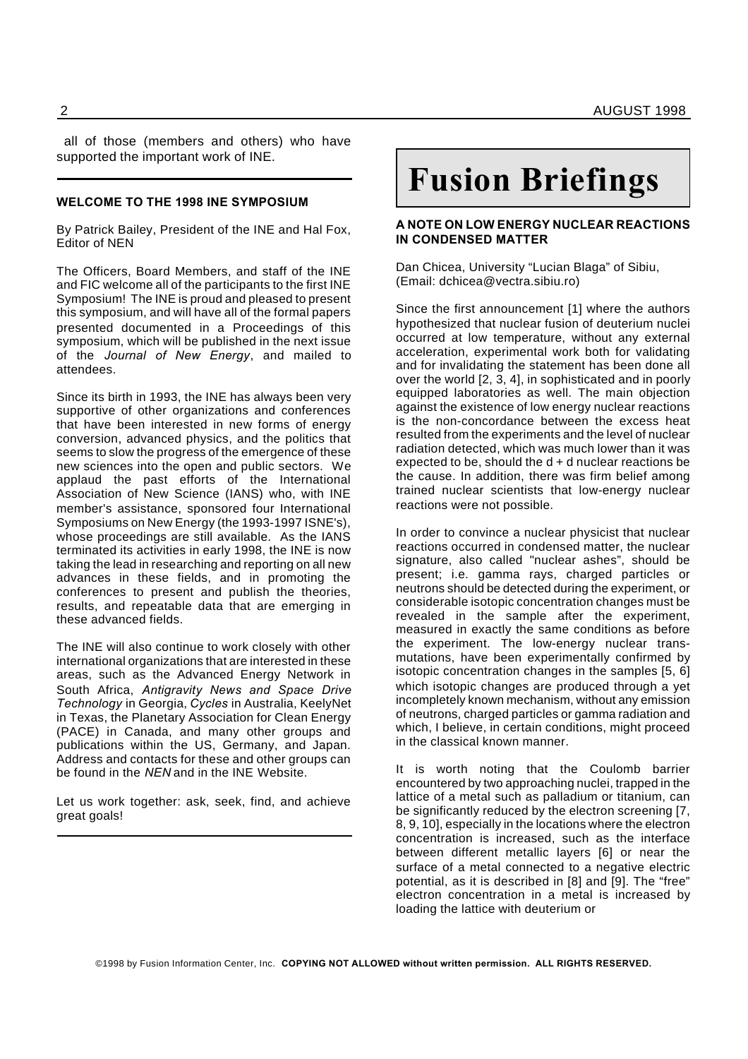all of those (members and others) who have supported the important work of INE.

---

**WELCOME TO THE 1998 INE SYMPOSIUM**

By Patrick Bailey, President of the INE and Hal Fox, Editor of NEN

The Officers, Board Members, and staff of the INE and FIC welcome all of the participants to the first INE Symposium! The INE is proud and pleased to present this symposium, and will have all of the formal papers presented documented in a Proceedings of this symposium, which will be published in the next issue of the *Journal of New Energy*, and mailed to attendees.

Since its birth in 1993, the INE has always been very supportive of other organizations and conferences that have been interested in new forms of energy conversion, advanced physics, and the politics that seems to slow the progress of the emergence of these new sciences into the open and public sectors. We applaud the past efforts of the International Association of New Science (IANS) who, with INE member's assistance, sponsored four International Symposiums on New Energy (the 1993-1997 ISNE's), whose proceedings are still available. As the IANS terminated its activities in early 1998, the INE is now taking the lead in researching and reporting on all new advances in these fields, and in promoting the conferences to present and publish the theories, results, and repeatable data that are emerging in these advanced fields.

The INE will also continue to work closely with other international organizations that are interested in these areas, such as the Advanced Energy Network in South Africa, *Antigravity News and Space Drive Technology* in Georgia, *Cycles* in Australia, KeelyNet in Texas, the Planetary Association for Clean Energy (PACE) in Canada, and many other groups and publications within the US, Germany, and Japan. Address and contacts for these and other groups can be found in the *NEN* and in the INE Website.

Let us work together: ask, seek, find, and achieve great goals!

---

# Fusion Briefings

**A NOTE ON LOW ENERGY NUCLEAR REACTIONS IN CONDENSED MATTER**

Dan Chicea, University "Lucian Blaga" of Sibiu, (Email: dchicea@vectra.sibiu.ro)

Since the first announcement [1] where the authors hypothesized that nuclear fusion of deuterium nuclei occurred at low temperature, without any external acceleration, experimental work both for validating and for invalidating the statement has been done all over the world [2, 3, 4], in sophisticated and in poorly equipped laboratories as well. The main objection against the existence of low energy nuclear reactions is the non-concordance between the excess heat resulted from the experiments and the level of nuclear radiation detected, which was much lower than it was expected to be, should the d + d nuclear reactions be the cause. In addition, there was firm belief among trained nuclear scientists that low-energy nuclear reactions were not possible.

In order to convince a nuclear physicist that nuclear reactions occurred in condensed matter, the nuclear signature, also called "nuclear ashes", should be present; i.e. gamma rays, charged particles or neutrons should be detected during the experiment, or considerable isotopic concentration changes must be revealed in the sample after the experiment, measured in exactly the same conditions as before the experiment. The low-energy nuclear transmutations, have been experimentally confirmed by isotopic concentration changes in the samples [5, 6] which isotopic changes are produced through a yet incompletely known mechanism, without any emission of neutrons, charged particles or gamma radiation and which, I believe, in certain conditions, might proceed in the classical known manner.

It is worth noting that the Coulomb barrier encountered by two approaching nuclei, trapped in the lattice of a metal such as palladium or titanium, can be significantly reduced by the electron screening [7, 8, 9, 10], especially in the locations where the electron concentration is increased, such as the interface between different metallic layers [6] or near the surface of a metal connected to a negative electric potential, as it is described in [8] and [9]. The "free" electron concentration in a metal is increased by loading the lattice with deuterium or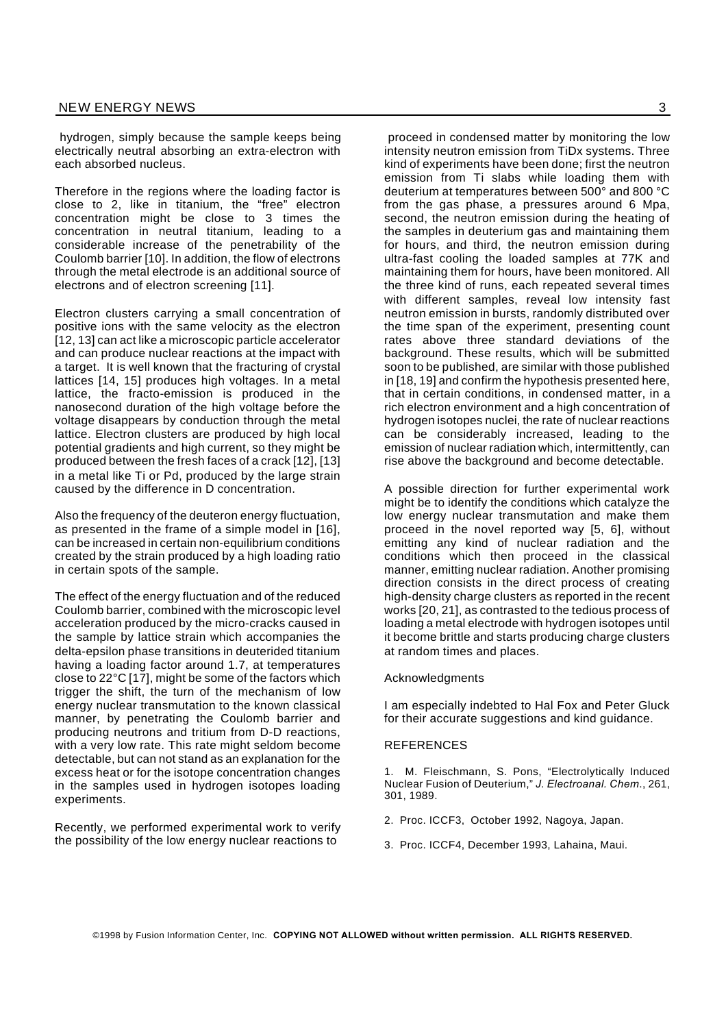hydrogen, simply because the sample keeps being electrically neutral absorbing an extra-electron with each absorbed nucleus.

Therefore in the regions where the loading factor is close to 2, like in titanium, the "free" electron concentration might be close to 3 times the concentration in neutral titanium, leading to a considerable increase of the penetrability of the Coulomb barrier [10]. In addition, the flow of electrons through the metal electrode is an additional source of electrons and of electron screening [11].

Electron clusters carrying a small concentration of positive ions with the same velocity as the electron [12, 13] can act like a microscopic particle accelerator and can produce nuclear reactions at the impact with a target. It is well known that the fracturing of crystal lattices [14, 15] produces high voltages. In a metal lattice, the fracto-emission is produced in the nanosecond duration of the high voltage before the voltage disappears by conduction through the metal lattice. Electron clusters are produced by high local potential gradients and high current, so they might be produced between the fresh faces of a crack [12], [13] in a metal like Ti or Pd, produced by the large strain caused by the difference in D concentration.

Also the frequency of the deuteron energy fluctuation, as presented in the frame of a simple model in [16], can be increased in certain non-equilibrium conditions created by the strain produced by a high loading ratio in certain spots of the sample.

The effect of the energy fluctuation and of the reduced Coulomb barrier, combined with the microscopic level acceleration produced by the micro-cracks caused in the sample by lattice strain which accompanies the delta-epsilon phase transitions in deuterided titanium having a loading factor around 1.7, at temperatures close to 22°C [17], might be some of the factors which trigger the shift, the turn of the mechanism of low energy nuclear transmutation to the known classical manner, by penetrating the Coulomb barrier and producing neutrons and tritium from D-D reactions, with a very low rate. This rate might seldom become detectable, but can not stand as an explanation for the excess heat or for the isotope concentration changes in the samples used in hydrogen isotopes loading experiments.

Recently, we performed experimental work to verify the possibility of the low energy nuclear reactions to proceed in condensed matter by monitoring the low intensity neutron emission from TiDx systems. Three kind of experiments have been done; first the neutron emission from Ti slabs while loading them with deuterium at temperatures between 500° and 800 °C from the gas phase, a pressures around 6 Mpa, second, the neutron emission during the heating of the samples in deuterium gas and maintaining them for hours, and third, the neutron emission during ultra-fast cooling the loaded samples at 77K and maintaining them for hours, have been monitored. All the three kind of runs, each repeated several times with different samples, reveal low intensity fast neutron emission in bursts, randomly distributed over the time span of the experiment, presenting count rates above three standard deviations of the background. These results, which will be submitted soon to be published, are similar with those published in [18, 19] and confirm the hypothesis presented here, that in certain conditions, in condensed matter, in a rich electron environment and a high concentration of hydrogen isotopes nuclei, the rate of nuclear reactions can be considerably increased, leading to the emission of nuclear radiation which, intermittently, can rise above the background and become detectable.

A possible direction for further experimental work might be to identify the conditions which catalyze the low energy nuclear transmutation and make them proceed in the novel reported way [5, 6], without emitting any kind of nuclear radiation and the conditions which then proceed in the classical manner, emitting nuclear radiation. Another promising direction consists in the direct process of creating high-density charge clusters as reported in the recent works [20, 21], as contrasted to the tedious process of loading a metal electrode with hydrogen isotopes until it become brittle and starts producing charge clusters at random times and places.

Acknowledgments

I am especially indebted to Hal Fox and Peter Gluck for their accurate suggestions and kind guidance.

REFERENCES

1. M. Fleischmann, S. Pons, "Electrolytically Induced Nuclear Fusion of Deuterium," *J. Electroanal. Chem.*, 261, 301, 1989.

2. Proc. ICCF3, October 1992, Nagoya, Japan.

3. Proc. ICCF4, December 1993, Lahaina, Maui.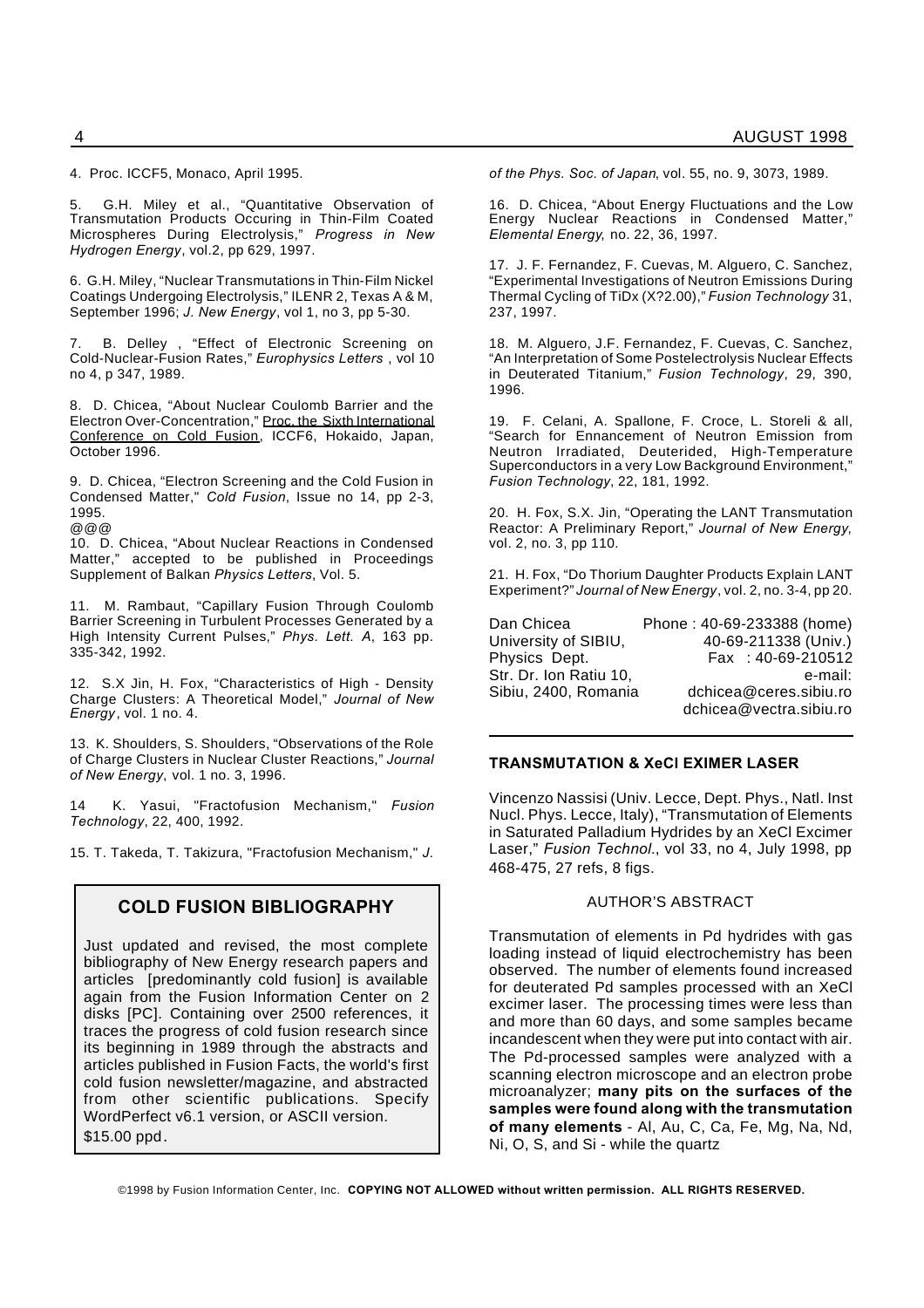4. Proc. ICCF5, Monaco, April 1995.

5. G.H. Miley et al., "Quantitative Observation of Transmutation Products Occuring in Thin-Film Coated Microspheres During Electrolysis," *Progress in New Hydrogen Energy*, vol.2, pp 629, 1997.

6. G.H. Miley, "Nuclear Transmutations in Thin-Film Nickel Coatings Undergoing Electrolysis," ILENR 2, Texas A & M, September 1996; *J. New Energy*, vol 1, no 3, pp 5-30.

7. B. Delley , "Effect of Electronic Screening on Cold-Nuclear-Fusion Rates," *Europhysics Letters* , vol 10 no 4, p 347, 1989.

8. D. Chicea, "About Nuclear Coulomb Barrier and the Electron Over-Concentration," Proc. the Sixth International Conference on Cold Fusion, ICCF6, Hokaido, Japan, October 1996.

9. D. Chicea, "Electron Screening and the Cold Fusion in Condensed Matter," *Cold Fusion*, Issue no 14, pp 2-3, 1995.
@@@

10. D. Chicea, "About Nuclear Reactions in Condensed Matter," accepted to be published in Proceedings Supplement of Balkan *Physics Letters*, Vol. 5.

11. M. Rambaut, "Capillary Fusion Through Coulomb Barrier Screening in Turbulent Processes Generated by a High Intensity Current Pulses," *Phys. Lett. A*, 163 pp. 335-342, 1992.

12. S.X Jin, H. Fox, "Characteristics of High - Density Charge Clusters: A Theoretical Model," *Journal of New Energy*, vol. 1 no. 4.

13. K. Shoulders, S. Shoulders, "Observations of the Role of Charge Clusters in Nuclear Cluster Reactions," *Journal of New Energy*, vol. 1 no. 3, 1996.

14 K. Yasui, "Fractofusion Mechanism," *Fusion Technology*, 22, 400, 1992.

15. T. Takeda, T. Takizura, "Fractofusion Mechanism," *J. of the Phys. Soc. of Japan*, vol. 55, no. 9, 3073, 1989.

16. D. Chicea, "About Energy Fluctuations and the Low Energy Nuclear Reactions in Condensed Matter," *Elemental Energy*, no. 22, 36, 1997.

17. J. F. Fernandez, F. Cuevas, M. Alguero, C. Sanchez, "Experimental Investigations of Neutron Emissions During Thermal Cycling of TiDx (X?2.00)," *Fusion Technology* 31, 237, 1997.

18. M. Alguero, J.F. Fernandez, F. Cuevas, C. Sanchez, "An Interpretation of Some Postelectrolysis Nuclear Effects in Deuterated Titanium," *Fusion Technology*, 29, 390, 1996.

19. F. Celani, A. Spallone, F. Croce, L. Storeli & all, "Search for Ennancement of Neutron Emission from Neutron Irradiated, Deuterided, High-Temperature Superconductors in a very Low Background Environment," *Fusion Technology*, 22, 181, 1992.

20. H. Fox, S.X. Jin, "Operating the LANT Transmutation Reactor: A Preliminary Report," *Journal of New Energy*, vol. 2, no. 3, pp 110.

21. H. Fox, "Do Thorium Daughter Products Explain LANT Experiment?" *Journal of New Energy*, vol. 2, no. 3-4, pp 20.

Dan Chicea
University of SIBIU,
Physics Dept.
Str. Dr. Ion Ratiu 10,
Sibiu, 2400, Romania

Phone : 40-69-233388 (home)
40-69-211338 (Univ.)
Fax : 40-69-210512
e-mail:
dchicea@ceres.sibiu.ro
dchicea@vectra.sibiu.ro

## COLD FUSION BIBLIOGRAPHY

Just updated and revised, the most complete bibliography of New Energy research papers and articles [predominantly cold fusion] is available again from the Fusion Information Center on 2 disks [PC]. Containing over 2500 references, it traces the progress of cold fusion research since its beginning in 1989 through the abstracts and articles published in Fusion Facts, the world's first cold fusion newsletter/magazine, and abstracted from other scientific publications. Specify WordPerfect v6.1 version, or ASCII version.
$15.00 ppd.

## TRANSMUTATION & XeCl EXIMER LASER

Vincenzo Nassisi (Univ. Lecce, Dept. Phys., Natl. Inst Nucl. Phys. Lecce, Italy), "Transmutation of Elements in Saturated Palladium Hydrides by an XeCl Excimer Laser," *Fusion Technol.*, vol 33, no 4, July 1998, pp 468-475, 27 refs, 8 figs.

AUTHOR'S ABSTRACT

Transmutation of elements in Pd hydrides with gas loading instead of liquid electrochemistry has been observed. The number of elements found increased for deuterated Pd samples processed with an XeCl excimer laser. The processing times were less than and more than 60 days, and some samples became incandescent when they were put into contact with air. The Pd-processed samples were analyzed with a scanning electron microscope and an electron probe microanalyzer; **many pits on the surfaces of the samples were found along with the transmutation of many elements** - Al, Au, C, Ca, Fe, Mg, Na, Nd, Ni, O, S, and Si - while the quartz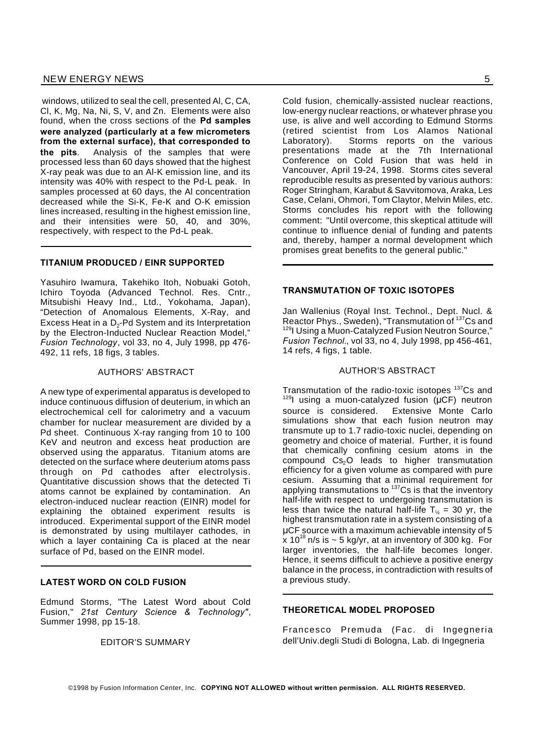windows, utilized to seal the cell, presented Al, C, CA, Cl, K, Mg, Na, Ni, S, V, and Zn. Elements were also found, when the cross sections of the **Pd samples were analyzed (particularly at a few micrometers from the external surface), that corresponded to the pits**. Analysis of the samples that were processed less than 60 days showed that the highest X-ray peak was due to an Al-K emission line, and its intensity was 40% with respect to the Pd-L peak. In samples processed at 60 days, the Al concentration decreased while the Si-K, Fe-K and O-K emission lines increased, resulting in the highest emission line, and their intensities were 50, 40, and 30%, respectively, with respect to the Pd-L peak.

---

#### TITANIUM PRODUCED / EINR SUPPORTED

Yasuhiro Iwamura, Takehiko Itoh, Nobuaki Gotoh, Ichiro Toyoda (Advanced Technol. Res. Cntr., Mitsubishi Heavy Ind., Ltd., Yokohama, Japan), "Detection of Anomalous Elements, X-Ray, and Excess Heat in a $D_2$-Pd System and its Interpretation by the Electron-Inducted Nuclear Reaction Model," *Fusion Technology*, vol 33, no 4, July 1998, pp 476-492, 11 refs, 18 figs, 3 tables.

AUTHORS' ABSTRACT

A new type of experimental apparatus is developed to induce continuous diffusion of deuterium, in which an electrochemical cell for calorimetry and a vacuum chamber for nuclear measurement are divided by a Pd sheet. Continuous X-ray ranging from 10 to 100 KeV and neutron and excess heat production are observed using the apparatus. Titanium atoms are detected on the surface where deuterium atoms pass through on Pd cathodes after electrolysis. Quantitative discussion shows that the detected Ti atoms cannot be explained by contamination. An electron-induced nuclear reaction (EINR) model for explaining the obtained experiment results is introduced. Experimental support of the EINR model is demonstrated by using multilayer cathodes, in which a layer containing Ca is placed at the near surface of Pd, based on the EINR model.

---

#### LATEST WORD ON COLD FUSION

Edmund Storms, "The Latest Word about Cold Fusion," *21st Century Science & Technology"*, Summer 1998, pp 15-18.

EDITOR'S SUMMARY

Cold fusion, chemically-assisted nuclear reactions, low-energy nuclear reactions, or whatever phrase you use, is alive and well according to Edmund Storms (retired scientist from Los Alamos National Laboratory). Storms reports on the various presentations made at the 7th International Conference on Cold Fusion that was held in Vancouver, April 19-24, 1998. Storms cites several reproducible results as presented by various authors: Roger Stringham, Karabut & Savvitomova, Araka, Les Case, Celani, Ohmori, Tom Claytor, Melvin Miles, etc. Storms concludes his report with the following comment: "Until overcome, this skeptical attitude will continue to influence denial of funding and patents and, thereby, hamper a normal development which promises great benefits to the general public."

---

#### TRANSMUTATION OF TOXIC ISOTOPES

Jan Wallenius (Royal Inst. Technol., Dept. Nucl. & Reactor Phys., Sweden), "Transmutation of $^{137}$Cs and $^{129}$I Using a Muon-Catalyzed Fusion Neutron Source," *Fusion Technol.*, vol 33, no 4, July 1998, pp 456-461, 14 refs, 4 figs, 1 table.

AUTHOR'S ABSTRACT

Transmutation of the radio-toxic isotopes $^{137}$Cs and $^{129}$I using a muon-catalyzed fusion (μCF) neutron source is considered. Extensive Monte Carlo simulations show that each fusion neutron may transmute up to 1.7 radio-toxic nuclei, depending on geometry and choice of material. Further, it is found that chemically confining cesium atoms in the compound $Cs_2O$ leads to higher transmutation efficiency for a given volume as compared with pure cesium. Assuming that a minimal requirement for applying transmutations to $^{137}$Cs is that the inventory half-life with respect to undergoing transmutation is less than twice the natural half-life $T_{1/2}$ = 30 yr, the highest transmutation rate in a system consisting of a μCF source with a maximum achievable intensity of 5 x $10^{18}$ n/s is ~ 5 kg/yr, at an inventory of 300 kg. For larger inventories, the half-life becomes longer. Hence, it seems difficult to achieve a positive energy balance in the process, in contradiction with results of a previous study.

---

#### THEORETICAL MODEL PROPOSED

Francesco Premuda (Fac. di Ingegneria dell'Univ.degli Studi di Bologna, Lab. di Ingegneria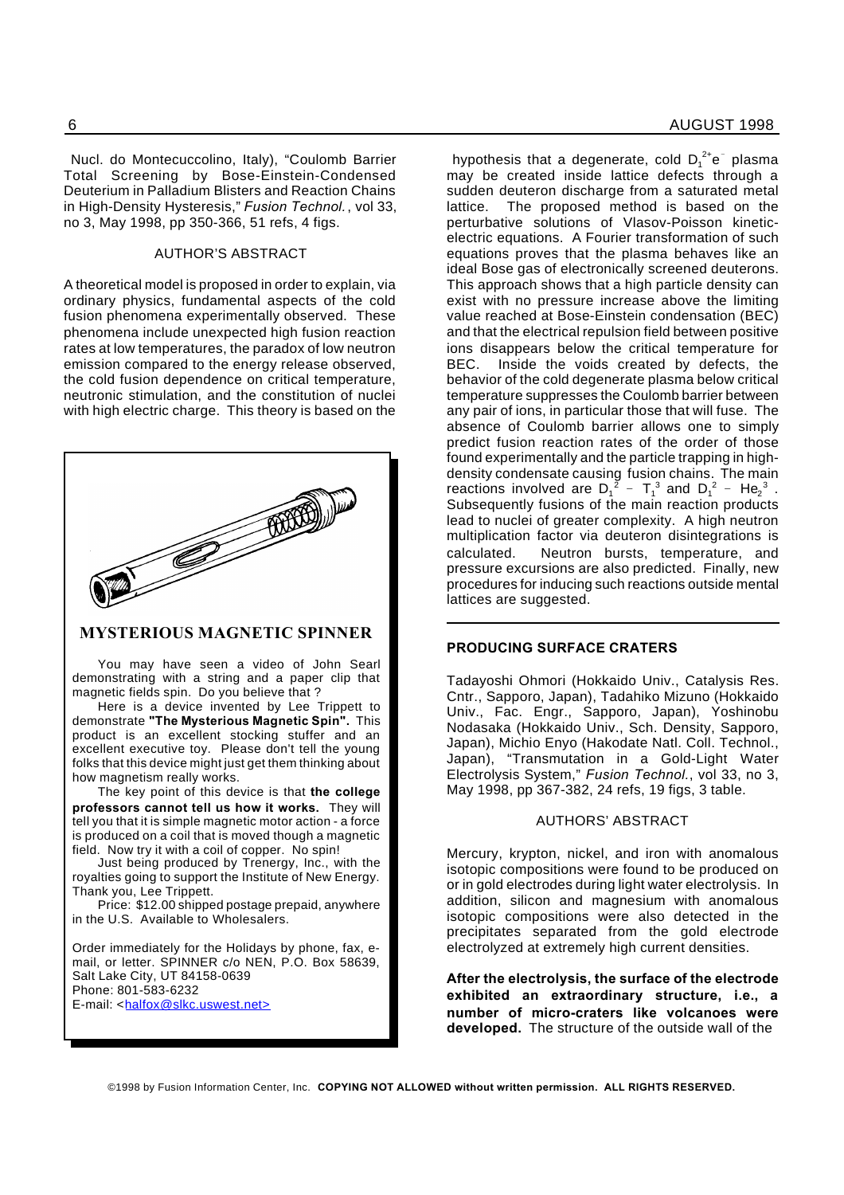Nucl. do Montecuccolino, Italy), "Coulomb Barrier Total Screening by Bose-Einstein-Condensed Deuterium in Palladium Blisters and Reaction Chains in High-Density Hysteresis," *Fusion Technol.*, vol 33, no 3, May 1998, pp 350-366, 51 refs, 4 figs.

AUTHOR'S ABSTRACT

A theoretical model is proposed in order to explain, via ordinary physics, fundamental aspects of the cold fusion phenomena experimentally observed. These phenomena include unexpected high fusion reaction rates at low temperatures, the paradox of low neutron emission compared to the energy release observed, the cold fusion dependence on critical temperature, neutronic stimulation, and the constitution of nuclei with high electric charge. This theory is based on the hypothesis that a degenerate, cold $D_1^{2+}e^-$ plasma may be created inside lattice defects through a sudden deuteron discharge from a saturated metal lattice. The proposed method is based on the perturbative solutions of Vlasov-Poisson kinetic-electric equations. A Fourier transformation of such equations proves that the plasma behaves like an ideal Bose gas of electronically screened deuterons. This approach shows that a high particle density can exist with no pressure increase above the limiting value reached at Bose-Einstein condensation (BEC) and that the electrical repulsion field between positive ions disappears below the critical temperature for BEC. Inside the voids created by defects, the behavior of the cold degenerate plasma below critical temperature suppresses the Coulomb barrier between any pair of ions, in particular those that will fuse. The absence of Coulomb barrier allows one to simply predict fusion reaction rates of the order of those found experimentally and the particle trapping in high-density condensate causing fusion chains. The main reactions involved are $D_1^2 - T_1^3$ and $D_1^2 - He_2^3$. Subsequently fusions of the main reaction products lead to nuclei of greater complexity. A high neutron multiplication factor via deuteron disintegrations is calculated. Neutron bursts, temperature, and pressure excursions are also predicted. Finally, new procedures for inducing such reactions outside mental lattices are suggested.

## MYSTERIOUS MAGNETIC SPINNER

You may have seen a video of John Searl demonstrating with a string and a paper clip that magnetic fields spin. Do you believe that ?

Here is a device invented by Lee Trippett to demonstrate **"The Mysterious Magnetic Spin".** This product is an excellent stocking stuffer and an excellent executive toy. Please don't tell the young folks that this device might just get them thinking about how magnetism really works.

The key point of this device is that **the college professors cannot tell us how it works.** They will tell you that it is simple magnetic motor action - a force is produced on a coil that is moved though a magnetic field. Now try it with a coil of copper. No spin!

Just being produced by Trenergy, Inc., with the royalties going to support the Institute of New Energy. Thank you, Lee Trippett.

Price: $12.00 shipped postage prepaid, anywhere in the U.S. Available to Wholesalers.

Order immediately for the Holidays by phone, fax, e-mail, or letter. SPINNER c/o NEN, P.O. Box 58639, Salt Lake City, UT 84158-0639
Phone: 801-583-6232
E-mail: <halfox@slkc.uswest.net>

## PRODUCING SURFACE CRATERS

Tadayoshi Ohmori (Hokkaido Univ., Catalysis Res. Cntr., Sapporo, Japan), Tadahiko Mizuno (Hokkaido Univ., Fac. Engr., Sapporo, Japan), Yoshinobu Nodasaka (Hokkaido Univ., Sch. Density, Sapporo, Japan), Michio Enyo (Hakodate Natl. Coll. Technol., Japan), "Transmutation in a Gold-Light Water Electrolysis System," *Fusion Technol.*, vol 33, no 3, May 1998, pp 367-382, 24 refs, 19 figs, 3 table.

AUTHORS' ABSTRACT

Mercury, krypton, nickel, and iron with anomalous isotopic compositions were found to be produced on or in gold electrodes during light water electrolysis. In addition, silicon and magnesium with anomalous isotopic compositions were also detected in the precipitates separated from the gold electrode electrolyzed at extremely high current densities.

**After the electrolysis, the surface of the electrode exhibited an extraordinary structure, i.e., a number of micro-craters like volcanoes were developed.** The structure of the outside wall of the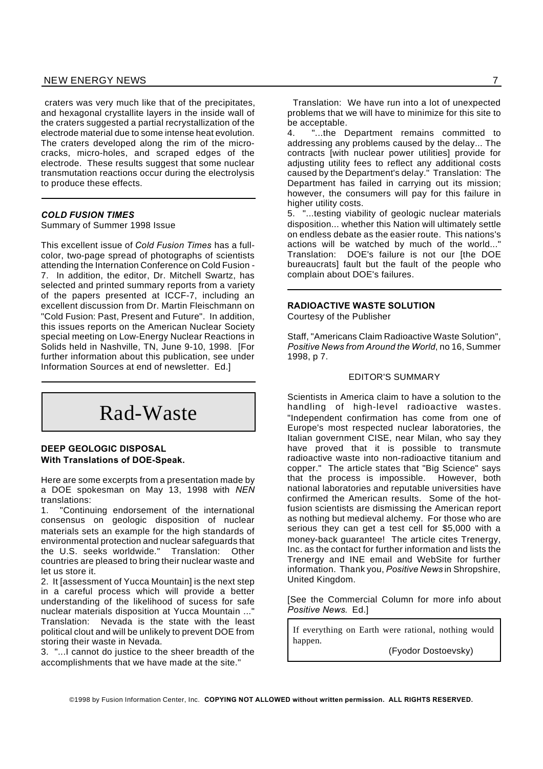craters was very much like that of the precipitates, and hexagonal crystallite layers in the inside wall of the craters suggested a partial recrystallization of the electrode material due to some intense heat evolution. The craters developed along the rim of the micro-cracks, micro-holes, and scraped edges of the electrode. These results suggest that some nuclear transmutation reactions occur during the electrolysis to produce these effects.

---

### *COLD FUSION TIMES*

Summary of Summer 1998 Issue

This excellent issue of *Cold Fusion Times* has a full-color, two-page spread of photographs of scientists attending the Internation Conference on Cold Fusion - 7. In addition, the editor, Dr. Mitchell Swartz, has selected and printed summary reports from a variety of the papers presented at ICCF-7, including an excellent discussion from Dr. Martin Fleischmann on "Cold Fusion: Past, Present and Future". In addition, this issues reports on the American Nuclear Society special meeting on Low-Energy Nuclear Reactions in Solids held in Nashville, TN, June 9-10, 1998. [For further information about this publication, see under Information Sources at end of newsletter. Ed.]

---

# Rad-Waste

### DEEP GEOLOGIC DISPOSAL
### With Translations of DOE-Speak.

Here are some excerpts from a presentation made by a DOE spokesman on May 13, 1998 with *NEN* translations:

1. "Continuing endorsement of the international consensus on geologic disposition of nuclear materials sets an example for the high standards of environmental protection and nuclear safeguards that the U.S. seeks worldwide." Translation: Other countries are pleased to bring their nuclear waste and let us store it.
2. It [assessment of Yucca Mountain] is the next step in a careful process which will provide a better understanding of the likelihood of sucess for safe nuclear materials disposition at Yucca Mountain ..." Translation: Nevada is the state with the least political clout and will be unlikely to prevent DOE from storing their waste in Nevada.
3. "...I cannot do justice to the sheer breadth of the accomplishments that we have made at the site."

   Translation: We have run into a lot of unexpected problems that we will have to minimize for this site to be acceptable.
4. "...the Department remains committed to addressing any problems caused by the delay... The contracts [with nuclear power utilities] provide for adjusting utility fees to reflect any additional costs caused by the Department's delay." Translation: The Department has failed in carrying out its mission; however, the consumers will pay for this failure in higher utility costs.
5. "...testing viability of geologic nuclear materials disposition... whether this Nation will ultimately settle on endless debate as the easier route. This nations's actions will be watched by much of the world..." Translation: DOE's failure is not our [the DOE bureaucrats] fault but the fault of the people who complain about DOE's failures.

---

### RADIOACTIVE WASTE SOLUTION

Courtesy of the Publisher

Staff, "Americans Claim Radioactive Waste Solution", *Positive News from Around the World*, no 16, Summer 1998, p 7.

EDITOR'S SUMMARY

Scientists in America claim to have a solution to the handling of high-level radioactive wastes. "Independent confirmation has come from one of Europe's most respected nuclear laboratories, the Italian government CISE, near Milan, who say they have proved that it is possible to transmute radioactive waste into non-radioactive titanium and copper." The article states that "Big Science" says that the process is impossible. However, both national laboratories and reputable universities have confirmed the American results. Some of the hot-fusion scientists are dismissing the American report as nothing but medieval alchemy. For those who are serious they can get a test cell for $5,000 with a money-back guarantee! The article cites Trenergy, Inc. as the contact for further information and lists the Trenergy and INE email and WebSite for further information. Thank you, *Positive News* in Shropshire, United Kingdom.

[See the Commercial Column for more info about *Positive News*. Ed.]

> If everything on Earth were rational, nothing would happen.
>
> (Fyodor Dostoevsky)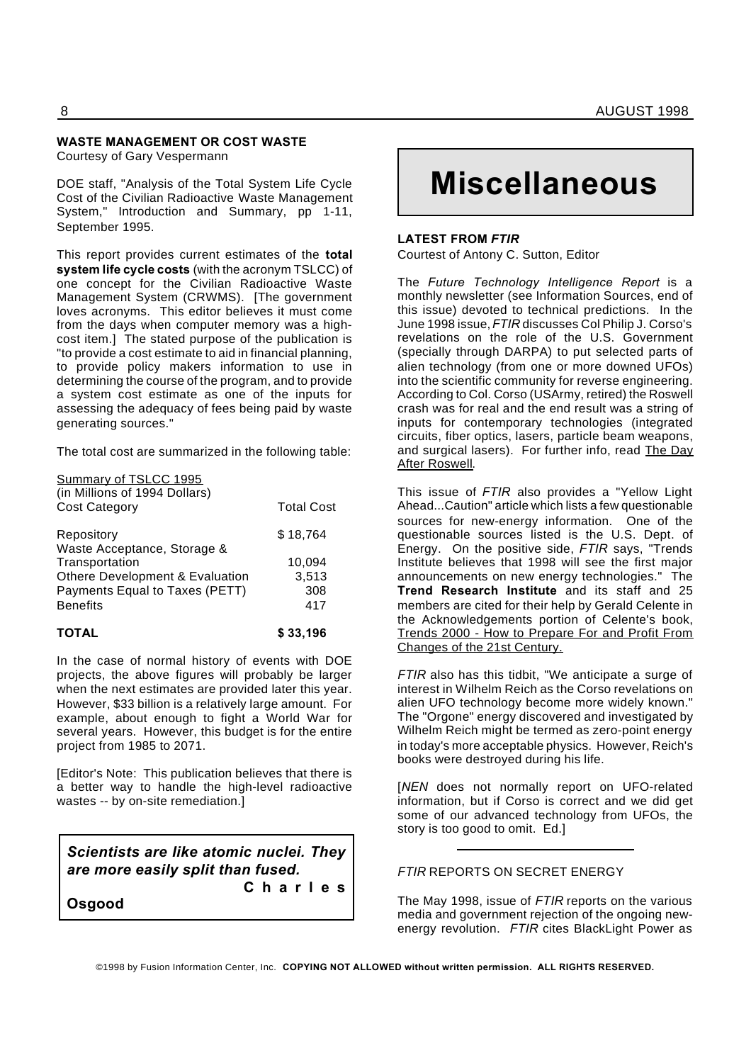## WASTE MANAGEMENT OR COST WASTE

Courtesy of Gary Vespermann

DOE staff, "Analysis of the Total System Life Cycle Cost of the Civilian Radioactive Waste Management System," Introduction and Summary, pp 1-11, September 1995.

This report provides current estimates of the **total system life cycle costs** (with the acronym TSLCC) of one concept for the Civilian Radioactive Waste Management System (CRWMS). [The government loves acronyms. This editor believes it must come from the days when computer memory was a high-cost item.] The stated purpose of the publication is "to provide a cost estimate to aid in financial planning, to provide policy makers information to use in determining the course of the program, and to provide a system cost estimate as one of the inputs for assessing the adequacy of fees being paid by waste generating sources."

The total cost are summarized in the following table:

Summary of TSLCC 1995
(in Millions of 1994 Dollars)

| Cost Category | Total Cost |
|---|---|
| Repository | $ 18,764 |
| Waste Acceptance, Storage & Transportation | 10,094 |
| Othere Development & Evaluation | 3,513 |
| Payments Equal to Taxes (PETT) | 308 |
| Benefits | 417 |
| **TOTAL** | **$ 33,196** |

In the case of normal history of events with DOE projects, the above figures will probably be larger when the next estimates are provided later this year. However, $33 billion is a relatively large amount. For example, about enough to fight a World War for several years. However, this budget is for the entire project from 1985 to 2071.

[Editor's Note: This publication believes that there is a better way to handle the high-level radioactive wastes -- by on-site remediation.]

> ***Scientists are like atomic nuclei. They are more easily split than fused.***
> **Charles Osgood**

# Miscellaneous

## LATEST FROM *FTIR*

Courtest of Antony C. Sutton, Editor

The *Future Technology Intelligence Report* is a monthly newsletter (see Information Sources, end of this issue) devoted to technical predictions. In the June 1998 issue, *FTIR* discusses Col Philip J. Corso's revelations on the role of the U.S. Government (specially through DARPA) to put selected parts of alien technology (from one or more downed UFOs) into the scientific community for reverse engineering. According to Col. Corso (USArmy, retired) the Roswell crash was for real and the end result was a string of inputs for contemporary technologies (integrated circuits, fiber optics, lasers, particle beam weapons, and surgical lasers). For further info, read The Day After Roswell.

This issue of *FTIR* also provides a "Yellow Light Ahead...Caution" article which lists a few questionable sources for new-energy information. One of the questionable sources listed is the U.S. Dept. of Energy. On the positive side, *FTIR* says, "Trends Institute believes that 1998 will see the first major announcements on new energy technologies." The **Trend Research Institute** and its staff and 25 members are cited for their help by Gerald Celente in the Acknowledgements portion of Celente's book, Trends 2000 - How to Prepare For and Profit From Changes of the 21st Century.

*FTIR* also has this tidbit, "We anticipate a surge of interest in Wilhelm Reich as the Corso revelations on alien UFO technology become more widely known." The "Orgone" energy discovered and investigated by Wilhelm Reich might be termed as zero-point energy in today's more acceptable physics. However, Reich's books were destroyed during his life.

[*NEN* does not normally report on UFO-related information, but if Corso is correct and we did get some of our advanced technology from UFOs, the story is too good to omit. Ed.]

---

## *FTIR* REPORTS ON SECRET ENERGY

The May 1998, issue of *FTIR* reports on the various media and government rejection of the ongoing new-energy revolution. *FTIR* cites BlackLight Power as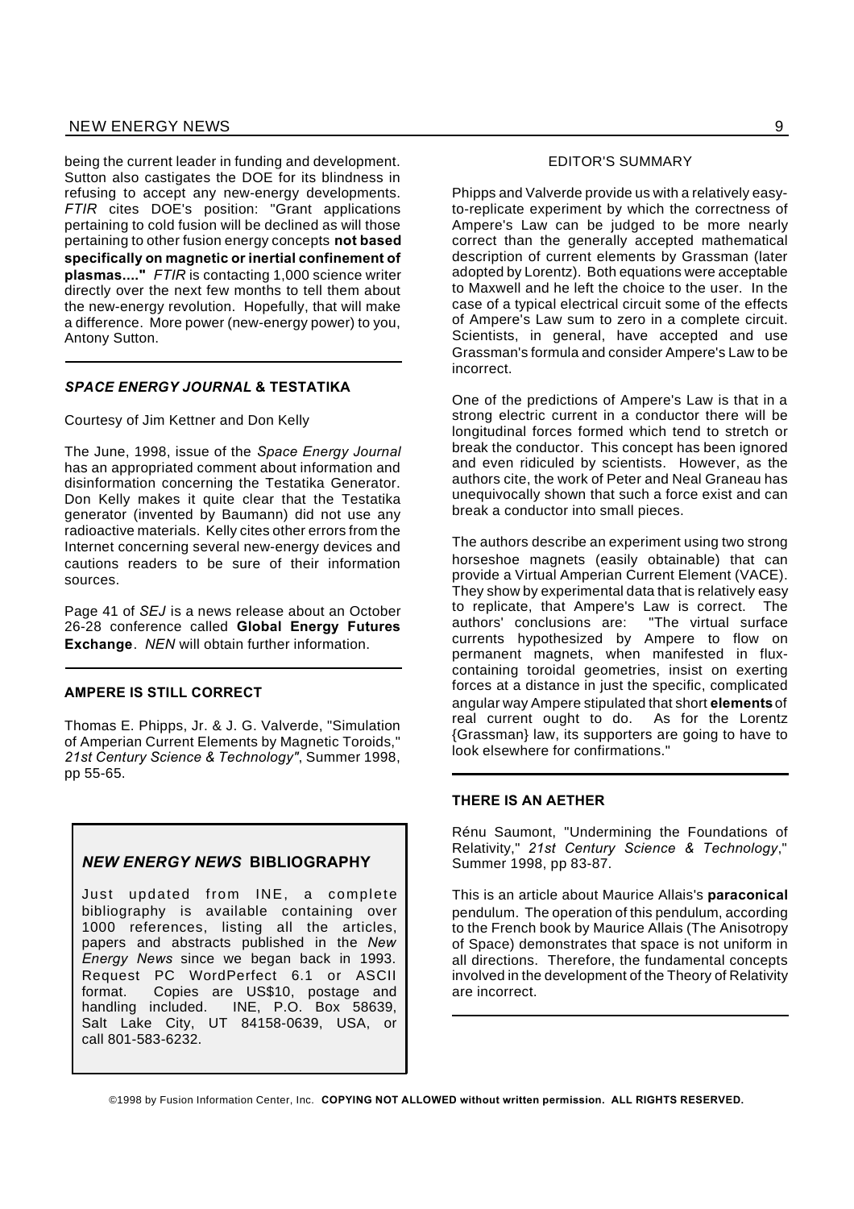being the current leader in funding and development. Sutton also castigates the DOE for its blindness in refusing to accept any new-energy developments. *FTIR* cites DOE's position: "Grant applications pertaining to cold fusion will be declined as will those pertaining to other fusion energy concepts **not based specifically on magnetic or inertial confinement of plasmas...."** *FTIR* is contacting 1,000 science writer directly over the next few months to tell them about the new-energy revolution. Hopefully, that will make a difference. More power (new-energy power) to you, Antony Sutton.

---

### *SPACE ENERGY JOURNAL* & TESTATIKA

Courtesy of Jim Kettner and Don Kelly

The June, 1998, issue of the *Space Energy Journal* has an appropriated comment about information and disinformation concerning the Testatika Generator. Don Kelly makes it quite clear that the Testatika generator (invented by Baumann) did not use any radioactive materials. Kelly cites other errors from the Internet concerning several new-energy devices and cautions readers to be sure of their information sources.

Page 41 of *SEJ* is a news release about an October 26-28 conference called **Global Energy Futures Exchange**. *NEN* will obtain further information.

---

### AMPERE IS STILL CORRECT

Thomas E. Phipps, Jr. & J. G. Valverde, "Simulation of Amperian Current Elements by Magnetic Toroids," *21st Century Science & Technology"*, Summer 1998, pp 55-65.

#### EDITOR'S SUMMARY

Phipps and Valverde provide us with a relatively easy-to-replicate experiment by which the correctness of Ampere's Law can be judged to be more nearly correct than the generally accepted mathematical description of current elements by Grassman (later adopted by Lorentz). Both equations were acceptable to Maxwell and he left the choice to the user. In the case of a typical electrical circuit some of the effects of Ampere's Law sum to zero in a complete circuit. Scientists, in general, have accepted and use Grassman's formula and consider Ampere's Law to be incorrect.

One of the predictions of Ampere's Law is that in a strong electric current in a conductor there will be longitudinal forces formed which tend to stretch or break the conductor. This concept has been ignored and even ridiculed by scientists. However, as the authors cite, the work of Peter and Neal Graneau has unequivocally shown that such a force exist and can break a conductor into small pieces.

The authors describe an experiment using two strong horseshoe magnets (easily obtainable) that can provide a Virtual Amperian Current Element (VACE). They show by experimental data that is relatively easy to replicate, that Ampere's Law is correct. The authors' conclusions are: "The virtual surface currents hypothesized by Ampere to flow on permanent magnets, when manifested in flux-containing toroidal geometries, insist on exerting forces at a distance in just the specific, complicated angular way Ampere stipulated that short **elements** of real current ought to do. As for the Lorentz {Grassman} law, its supporters are going to have to look elsewhere for confirmations."

---

### *NEW ENERGY NEWS* BIBLIOGRAPHY

Just updated from INE, a complete bibliography is available containing over 1000 references, listing all the articles, papers and abstracts published in the *New Energy News* since we began back in 1993. Request PC WordPerfect 6.1 or ASCII format. Copies are US$10, postage and handling included. INE, P.O. Box 58639, Salt Lake City, UT 84158-0639, USA, or call 801-583-6232.

---

### THERE IS AN AETHER

Rénu Saumont, "Undermining the Foundations of Relativity," *21st Century Science & Technology*," Summer 1998, pp 83-87.

This is an article about Maurice Allais's **paraconical** pendulum. The operation of this pendulum, according to the French book by Maurice Allais (The Anisotropy of Space) demonstrates that space is not uniform in all directions. Therefore, the fundamental concepts involved in the development of the Theory of Relativity are incorrect.

---

©1998 by Fusion Information Center, Inc. **COPYING NOT ALLOWED without written permission. ALL RIGHTS RESERVED.**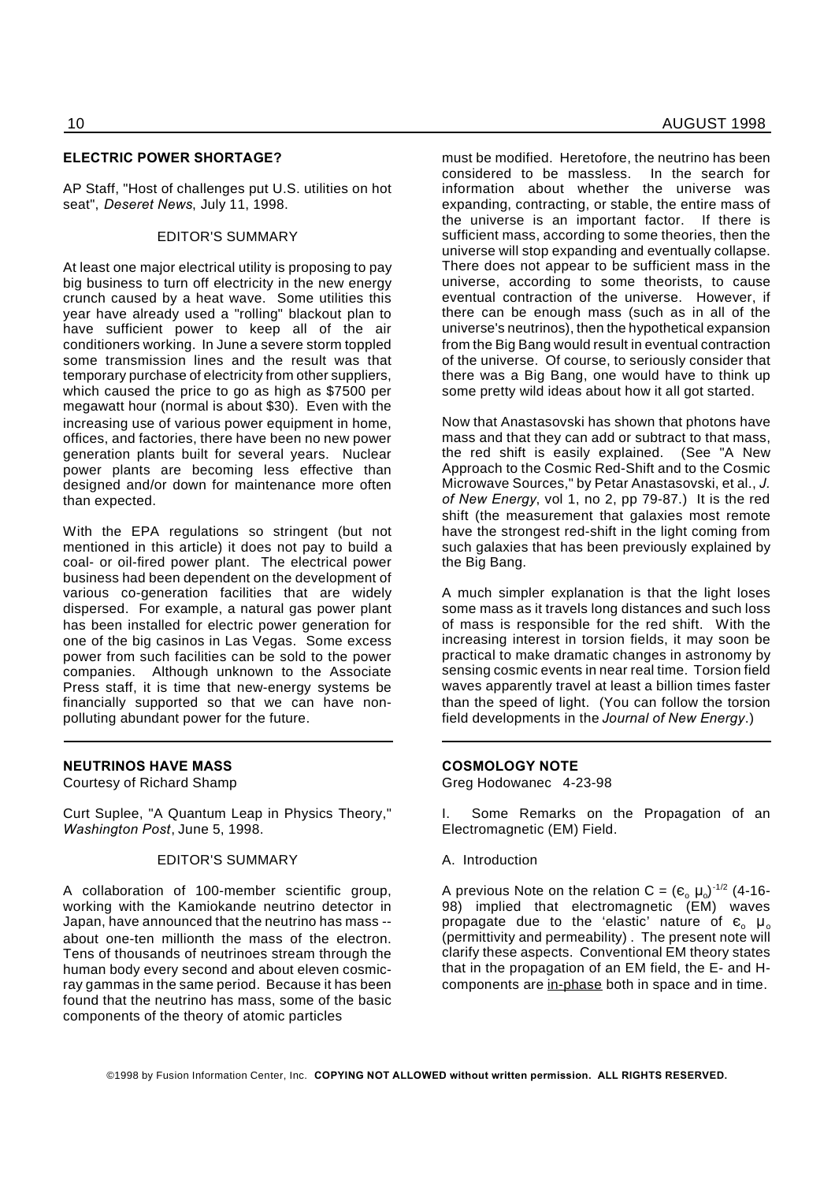## ELECTRIC POWER SHORTAGE?

AP Staff, "Host of challenges put U.S. utilities on hot seat", *Deseret News*, July 11, 1998.

EDITOR'S SUMMARY

At least one major electrical utility is proposing to pay big business to turn off electricity in the new energy crunch caused by a heat wave. Some utilities this year have already used a "rolling" blackout plan to have sufficient power to keep all of the air conditioners working. In June a severe storm toppled some transmission lines and the result was that temporary purchase of electricity from other suppliers, which caused the price to go as high as $7500 per megawatt hour (normal is about $30). Even with the increasing use of various power equipment in home, offices, and factories, there have been no new power generation plants built for several years. Nuclear power plants are becoming less effective than designed and/or down for maintenance more often than expected.

With the EPA regulations so stringent (but not mentioned in this article) it does not pay to build a coal- or oil-fired power plant. The electrical power business had been dependent on the development of various co-generation facilities that are widely dispersed. For example, a natural gas power plant has been installed for electric power generation for one of the big casinos in Las Vegas. Some excess power from such facilities can be sold to the power companies. Although unknown to the Associate Press staff, it is time that new-energy systems be financially supported so that we can have non-polluting abundant power for the future.

---

## NEUTRINOS HAVE MASS

Courtesy of Richard Shamp

Curt Suplee, "A Quantum Leap in Physics Theory," *Washington Post*, June 5, 1998.

EDITOR'S SUMMARY

A collaboration of 100-member scientific group, working with the Kamiokande neutrino detector in Japan, have announced that the neutrino has mass -- about one-ten millionth the mass of the electron. Tens of thousands of neutrinoes stream through the human body every second and about eleven cosmic-ray gammas in the same period. Because it has been found that the neutrino has mass, some of the basic components of the theory of atomic particles must be modified. Heretofore, the neutrino has been considered to be massless. In the search for information about whether the universe was expanding, contracting, or stable, the entire mass of the universe is an important factor. If there is sufficient mass, according to some theories, then the universe will stop expanding and eventually collapse. There does not appear to be sufficient mass in the universe, according to some theorists, to cause eventual contraction of the universe. However, if there can be enough mass (such as in all of the universe's neutrinos), then the hypothetical expansion from the Big Bang would result in eventual contraction of the universe. Of course, to seriously consider that there was a Big Bang, one would have to think up some pretty wild ideas about how it all got started.

Now that Anastasovski has shown that photons have mass and that they can add or subtract to that mass, the red shift is easily explained. (See "A New Approach to the Cosmic Red-Shift and to the Cosmic Microwave Sources," by Petar Anastasovski, et al., *J. of New Energy*, vol 1, no 2, pp 79-87.) It is the red shift (the measurement that galaxies most remote have the strongest red-shift in the light coming from such galaxies that has been previously explained by the Big Bang.

A much simpler explanation is that the light loses some mass as it travels long distances and such loss of mass is responsible for the red shift. With the increasing interest in torsion fields, it may soon be practical to make dramatic changes in astronomy by sensing cosmic events in near real time. Torsion field waves apparently travel at least a billion times faster than the speed of light. (You can follow the torsion field developments in the *Journal of New Energy*.)

---

## COSMOLOGY NOTE

Greg Hodowanec 4-23-98

I. Some Remarks on the Propagation of an Electromagnetic (EM) Field.

A. Introduction

A previous Note on the relation $C = (\epsilon_o \mu_o)^{-1/2}$ (4-16-98) implied that electromagnetic (EM) waves propagate due to the 'elastic' nature of $\epsilon_o$ $\mu_o$ (permittivity and permeability) . The present note will clarify these aspects. Conventional EM theory states that in the propagation of an EM field, the E- and H-components are in-phase both in space and in time.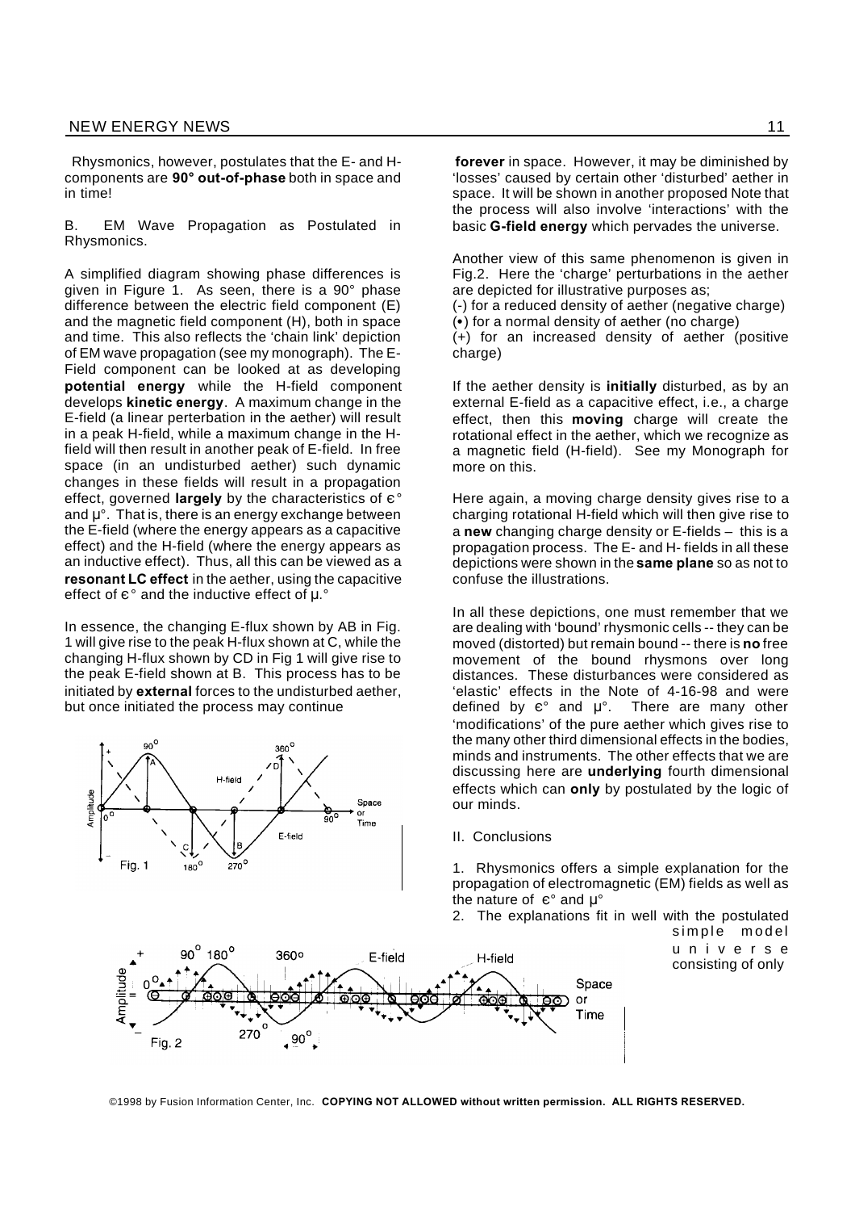Rhysmonics, however, postulates that the E- and H-components are **90° out-of-phase** both in space and in time!

B. EM Wave Propagation as Postulated in Rhysmonics.

A simplified diagram showing phase differences is given in Figure 1. As seen, there is a 90° phase difference between the electric field component (E) and the magnetic field component (H), both in space and time. This also reflects the 'chain link' depiction of EM wave propagation (see my monograph). The E-Field component can be looked at as developing **potential energy** while the H-field component develops **kinetic energy**. A maximum change in the E-field (a linear perterbation in the aether) will result in a peak H-field, while a maximum change in the H-field will then result in another peak of E-field. In free space (in an undisturbed aether) such dynamic changes in these fields will result in a propagation effect, governed **largely** by the characteristics of $\epsilon°$ and $\mu°$. That is, there is an energy exchange between the E-field (where the energy appears as a capacitive effect) and the H-field (where the energy appears as an inductive effect). Thus, all this can be viewed as a **resonant LC effect** in the aether, using the capacitive effect of $\epsilon°$ and the inductive effect of $\mu°$.

In essence, the changing E-flux shown by AB in Fig. 1 will give rise to the peak H-flux shown at C, while the changing H-flux shown by CD in Fig 1 will give rise to the peak E-field shown at B. This process has to be initiated by **external** forces to the undisturbed aether, but once initiated the process may continue **forever** in space. However, it may be diminished by 'losses' caused by certain other 'disturbed' aether in space. It will be shown in another proposed Note that the process will also involve 'interactions' with the basic **G-field energy** which pervades the universe.

Fig. 1

Another view of this same phenomenon is given in Fig.2. Here the 'charge' perturbations in the aether are depicted for illustrative purposes as;

(-) for a reduced density of aether (negative charge)

(•) for a normal density of aether (no charge)

(+) for an increased density of aether (positive charge)

If the aether density is **initially** disturbed, as by an external E-field as a capacitive effect, i.e., a charge effect, then this **moving** charge will create the rotational effect in the aether, which we recognize as a magnetic field (H-field). See my Monograph for more on this.

Here again, a moving charge density gives rise to a charging rotational H-field which will then give rise to a **new** changing charge density or E-fields – this is a propagation process. The E- and H- fields in all these depictions were shown in the **same plane** so as not to confuse the illustrations.

In all these depictions, one must remember that we are dealing with 'bound' rhysmonic cells -- they can be moved (distorted) but remain bound -- there is **no** free movement of the bound rhysmons over long distances. These disturbances were considered as 'elastic' effects in the Note of 4-16-98 and were defined by $\epsilon°$ and $\mu°$. There are many other 'modifications' of the pure aether which gives rise to the many other third dimensional effects in the bodies, minds and instruments. The other effects that we are discussing here are **underlying** fourth dimensional effects which can **only** by postulated by the logic of our minds.

## II. Conclusions

1. Rhysmonics offers a simple explanation for the propagation of electromagnetic (EM) fields as well as the nature of $\epsilon°$ and $\mu°$

2. The explanations fit in well with the postulated simple model universe consisting of only

Fig. 2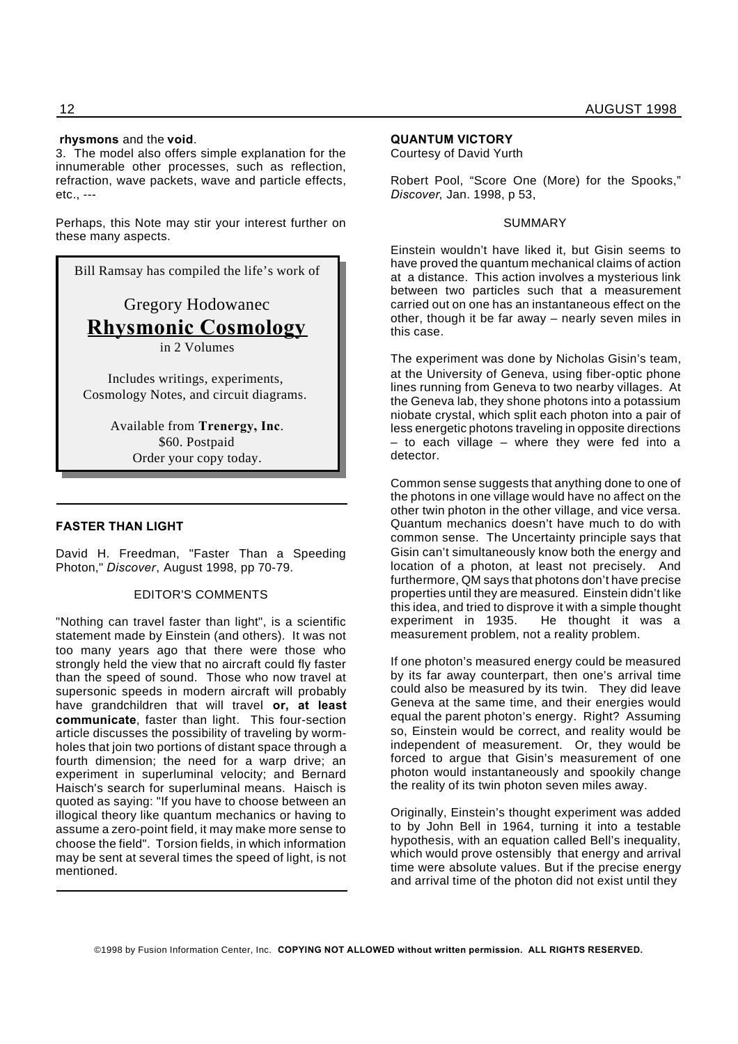**rhysmons** and the **void**.

3. The model also offers simple explanation for the innumerable other processes, such as reflection, refraction, wave packets, wave and particle effects, etc., ---

Perhaps, this Note may stir your interest further on these many aspects.

---

Bill Ramsay has compiled the life's work of

Gregory Hodowanec

**Rhysmonic Cosmology**

in 2 Volumes

Includes writings, experiments, Cosmology Notes, and circuit diagrams.

Available from **Trenergy, Inc**.
$60. Postpaid
Order your copy today.

---

### FASTER THAN LIGHT

David H. Freedman, "Faster Than a Speeding Photon," *Discover*, August 1998, pp 70-79.

EDITOR'S COMMENTS

"Nothing can travel faster than light", is a scientific statement made by Einstein (and others). It was not too many years ago that there were those who strongly held the view that no aircraft could fly faster than the speed of sound. Those who now travel at supersonic speeds in modern aircraft will probably have grandchildren that will travel **or, at least communicate**, faster than light. This four-section article discusses the possibility of traveling by worm-holes that join two portions of distant space through a fourth dimension; the need for a warp drive; an experiment in superluminal velocity; and Bernard Haisch's search for superluminal means. Haisch is quoted as saying: "If you have to choose between an illogical theory like quantum mechanics or having to assume a zero-point field, it may make more sense to choose the field". Torsion fields, in which information may be sent at several times the speed of light, is not mentioned.

---

### QUANTUM VICTORY

Courtesy of David Yurth

Robert Pool, "Score One (More) for the Spooks," *Discover*, Jan. 1998, p 53,

SUMMARY

Einstein wouldn't have liked it, but Gisin seems to have proved the quantum mechanical claims of action at a distance. This action involves a mysterious link between two particles such that a measurement carried out on one has an instantaneous effect on the other, though it be far away – nearly seven miles in this case.

The experiment was done by Nicholas Gisin's team, at the University of Geneva, using fiber-optic phone lines running from Geneva to two nearby villages. At the Geneva lab, they shone photons into a potassium niobate crystal, which split each photon into a pair of less energetic photons traveling in opposite directions – to each village – where they were fed into a detector.

Common sense suggests that anything done to one of the photons in one village would have no affect on the other twin photon in the other village, and vice versa. Quantum mechanics doesn't have much to do with common sense. The Uncertainty principle says that Gisin can't simultaneously know both the energy and location of a photon, at least not precisely. And furthermore, QM says that photons don't have precise properties until they are measured. Einstein didn't like this idea, and tried to disprove it with a simple thought experiment in 1935. He thought it was a measurement problem, not a reality problem.

If one photon's measured energy could be measured by its far away counterpart, then one's arrival time could also be measured by its twin. They did leave Geneva at the same time, and their energies would equal the parent photon's energy. Right? Assuming so, Einstein would be correct, and reality would be independent of measurement. Or, they would be forced to argue that Gisin's measurement of one photon would instantaneously and spookily change the reality of its twin photon seven miles away.

Originally, Einstein's thought experiment was added to by John Bell in 1964, turning it into a testable hypothesis, with an equation called Bell's inequality, which would prove ostensibly that energy and arrival time were absolute values. But if the precise energy and arrival time of the photon did not exist until they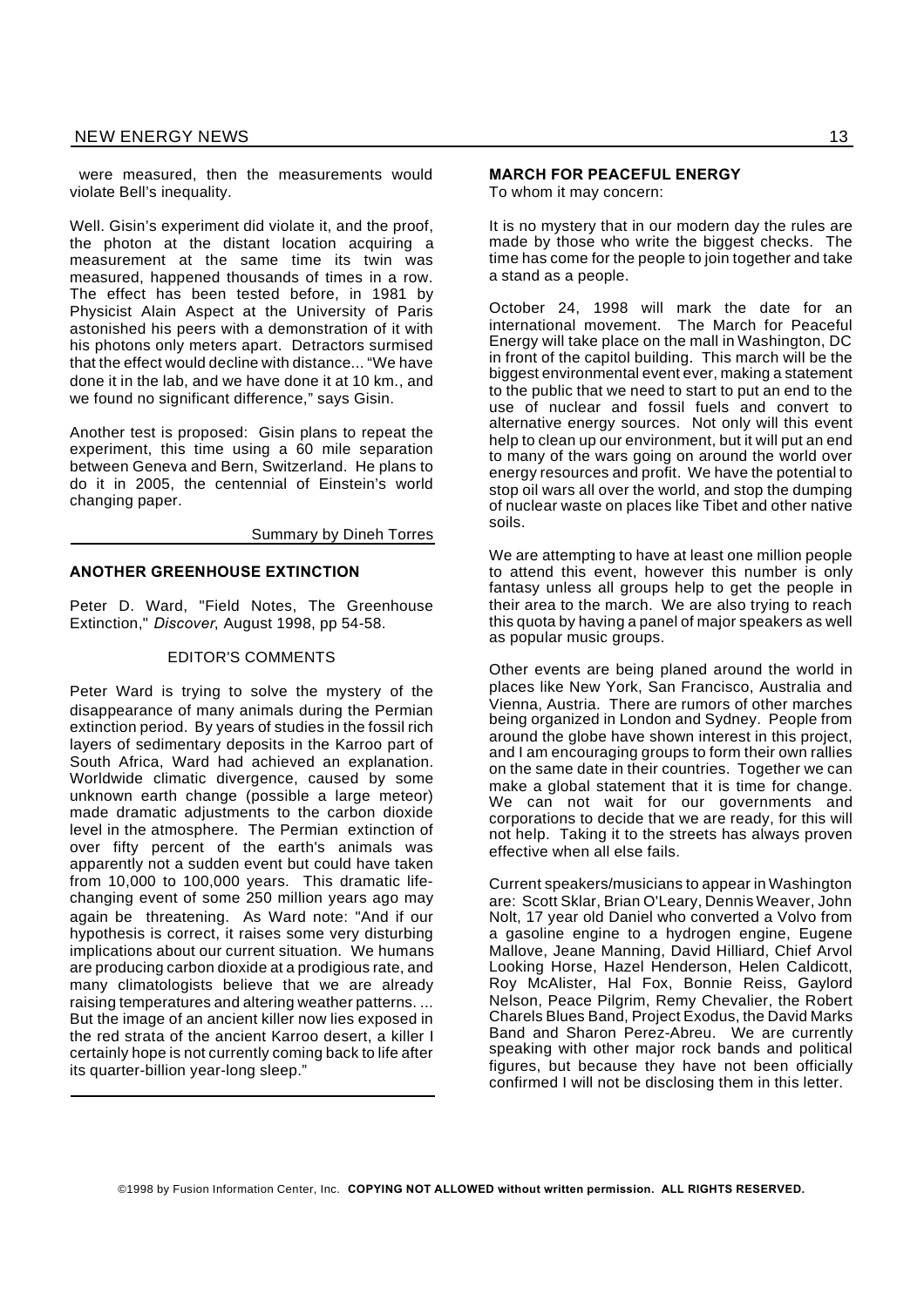were measured, then the measurements would violate Bell's inequality.

Well. Gisin's experiment did violate it, and the proof, the photon at the distant location acquiring a measurement at the same time its twin was measured, happened thousands of times in a row. The effect has been tested before, in 1981 by Physicist Alain Aspect at the University of Paris astonished his peers with a demonstration of it with his photons only meters apart. Detractors surmised that the effect would decline with distance... "We have done it in the lab, and we have done it at 10 km., and we found no significant difference," says Gisin.

Another test is proposed: Gisin plans to repeat the experiment, this time using a 60 mile separation between Geneva and Bern, Switzerland. He plans to do it in 2005, the centennial of Einstein's world changing paper.

Summary by Dineh Torres

---

### ANOTHER GREENHOUSE EXTINCTION

Peter D. Ward, "Field Notes, The Greenhouse Extinction," *Discover*, August 1998, pp 54-58.

EDITOR'S COMMENTS

Peter Ward is trying to solve the mystery of the disappearance of many animals during the Permian extinction period. By years of studies in the fossil rich layers of sedimentary deposits in the Karroo part of South Africa, Ward had achieved an explanation. Worldwide climatic divergence, caused by some unknown earth change (possible a large meteor) made dramatic adjustments to the carbon dioxide level in the atmosphere. The Permian extinction of over fifty percent of the earth's animals was apparently not a sudden event but could have taken from 10,000 to 100,000 years. This dramatic life-changing event of some 250 million years ago may again be threatening. As Ward note: "And if our hypothesis is correct, it raises some very disturbing implications about our current situation. We humans are producing carbon dioxide at a prodigious rate, and many climatologists believe that we are already raising temperatures and altering weather patterns. ... But the image of an ancient killer now lies exposed in the red strata of the ancient Karroo desert, a killer I certainly hope is not currently coming back to life after its quarter-billion year-long sleep."

---

### MARCH FOR PEACEFUL ENERGY

To whom it may concern:

It is no mystery that in our modern day the rules are made by those who write the biggest checks. The time has come for the people to join together and take a stand as a people.

October 24, 1998 will mark the date for an international movement. The March for Peaceful Energy will take place on the mall in Washington, DC in front of the capitol building. This march will be the biggest environmental event ever, making a statement to the public that we need to start to put an end to the use of nuclear and fossil fuels and convert to alternative energy sources. Not only will this event help to clean up our environment, but it will put an end to many of the wars going on around the world over energy resources and profit. We have the potential to stop oil wars all over the world, and stop the dumping of nuclear waste on places like Tibet and other native soils.

We are attempting to have at least one million people to attend this event, however this number is only fantasy unless all groups help to get the people in their area to the march. We are also trying to reach this quota by having a panel of major speakers as well as popular music groups.

Other events are being planed around the world in places like New York, San Francisco, Australia and Vienna, Austria. There are rumors of other marches being organized in London and Sydney. People from around the globe have shown interest in this project, and I am encouraging groups to form their own rallies on the same date in their countries. Together we can make a global statement that it is time for change. We can not wait for our governments and corporations to decide that we are ready, for this will not help. Taking it to the streets has always proven effective when all else fails.

Current speakers/musicians to appear in Washington are: Scott Sklar, Brian O'Leary, Dennis Weaver, John Nolt, 17 year old Daniel who converted a Volvo from a gasoline engine to a hydrogen engine, Eugene Mallove, Jeane Manning, David Hilliard, Chief Arvol Looking Horse, Hazel Henderson, Helen Caldicott, Roy McAlister, Hal Fox, Bonnie Reiss, Gaylord Nelson, Peace Pilgrim, Remy Chevalier, the Robert Charels Blues Band, Project Exodus, the David Marks Band and Sharon Perez-Abreu. We are currently speaking with other major rock bands and political figures, but because they have not been officially confirmed I will not be disclosing them in this letter.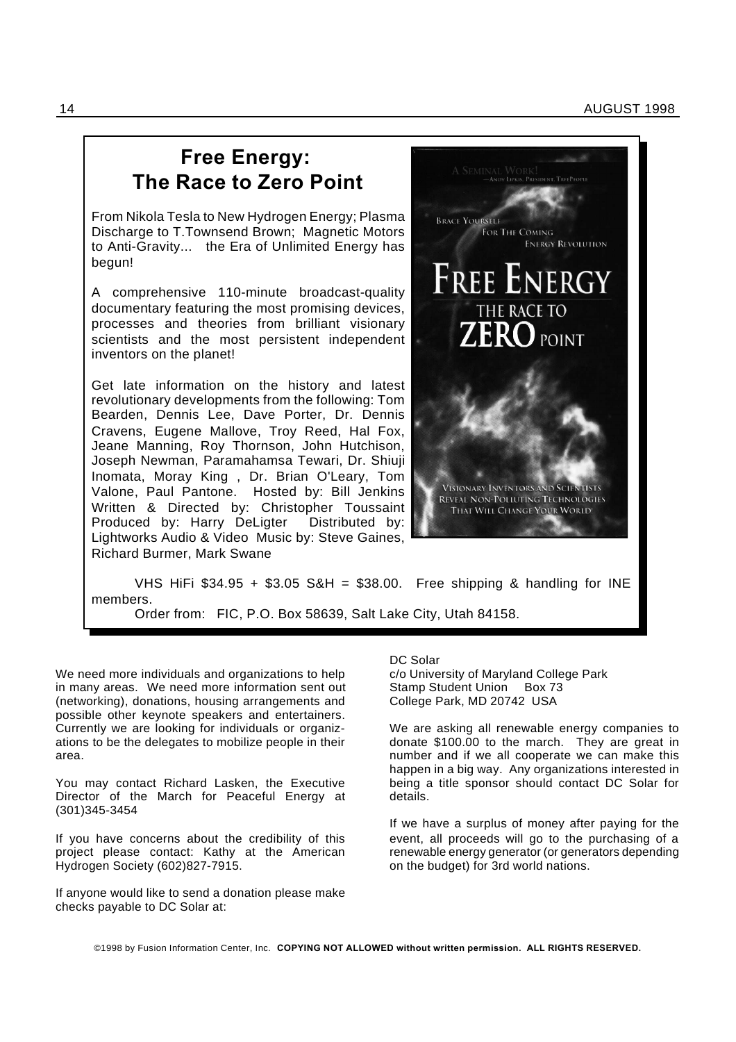## Free Energy: The Race to Zero Point

From Nikola Tesla to New Hydrogen Energy; Plasma Discharge to T.Townsend Brown; Magnetic Motors to Anti-Gravity... the Era of Unlimited Energy has begun!

A comprehensive 110-minute broadcast-quality documentary featuring the most promising devices, processes and theories from brilliant visionary scientists and the most persistent independent inventors on the planet!

Get late information on the history and latest revolutionary developments from the following: Tom Bearden, Dennis Lee, Dave Porter, Dr. Dennis Cravens, Eugene Mallove, Troy Reed, Hal Fox, Jeane Manning, Roy Thornson, John Hutchison, Joseph Newman, Paramahamsa Tewari, Dr. Shiuji Inomata, Moray King , Dr. Brian O'Leary, Tom Valone, Paul Pantone. Hosted by: Bill Jenkins Written & Directed by: Christopher Toussaint Produced by: Harry DeLigter Distributed by: Lightworks Audio & Video Music by: Steve Gaines, Richard Burmer, Mark Swane

VHS HiFi $34.95 + $3.05 S&H = $38.00. Free shipping & handling for INE members.

Order from: FIC, P.O. Box 58639, Salt Lake City, Utah 84158.

We need more individuals and organizations to help in many areas. We need more information sent out (networking), donations, housing arrangements and possible other keynote speakers and entertainers. Currently we are looking for individuals or organizations to be the delegates to mobilize people in their area.

You may contact Richard Lasken, the Executive Director of the March for Peaceful Energy at (301)345-3454

If you have concerns about the credibility of this project please contact: Kathy at the American Hydrogen Society (602)827-7915.

If anyone would like to send a donation please make checks payable to DC Solar at:

DC Solar
c/o University of Maryland College Park
Stamp Student Union Box 73
College Park, MD 20742 USA

We are asking all renewable energy companies to donate $100.00 to the march. They are great in number and if we all cooperate we can make this happen in a big way. Any organizations interested in being a title sponsor should contact DC Solar for details.

If we have a surplus of money after paying for the event, all proceeds will go to the purchasing of a renewable energy generator (or generators depending on the budget) for 3rd world nations.

©1998 by Fusion Information Center, Inc. **COPYING NOT ALLOWED without written permission. ALL RIGHTS RESERVED.**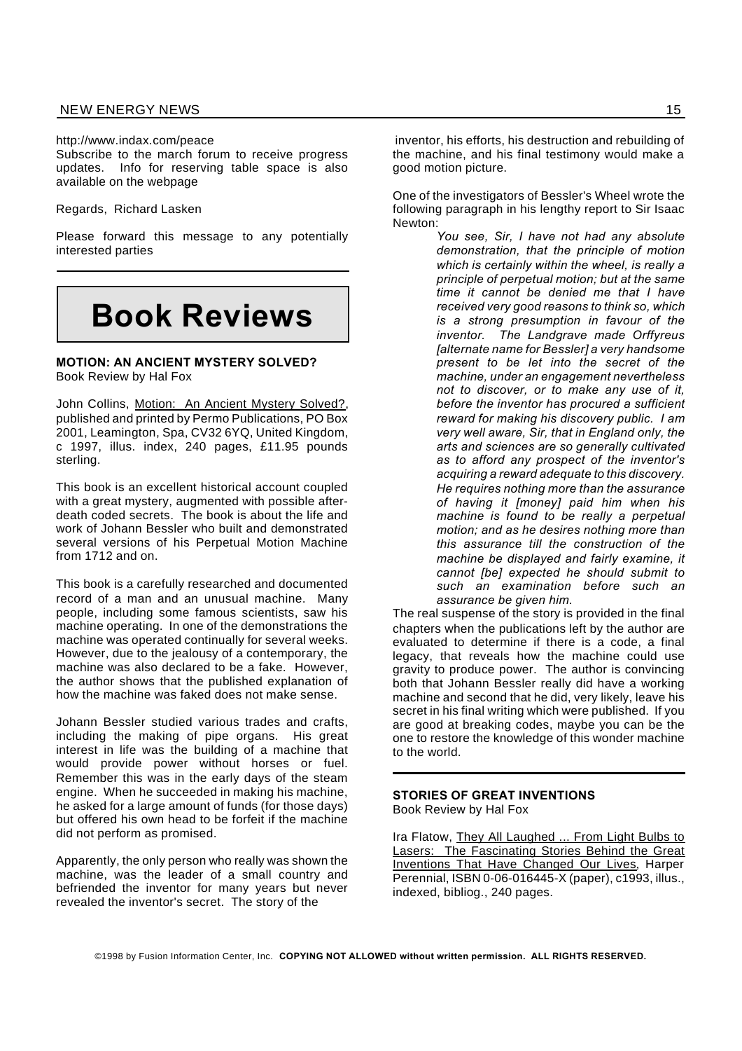http://www.indax.com/peace
Subscribe to the march forum to receive progress updates. Info for reserving table space is also available on the webpage

Regards, Richard Lasken

Please forward this message to any potentially interested parties

---

# Book Reviews

### MOTION: AN ANCIENT MYSTERY SOLVED?

Book Review by Hal Fox

John Collins, Motion: An Ancient Mystery Solved?, published and printed by Permo Publications, PO Box 2001, Leamington, Spa, CV32 6YQ, United Kingdom, c 1997, illus. index, 240 pages, £11.95 pounds sterling.

This book is an excellent historical account coupled with a great mystery, augmented with possible after-death coded secrets. The book is about the life and work of Johann Bessler who built and demonstrated several versions of his Perpetual Motion Machine from 1712 and on.

This book is a carefully researched and documented record of a man and an unusual machine. Many people, including some famous scientists, saw his machine operating. In one of the demonstrations the machine was operated continually for several weeks. However, due to the jealousy of a contemporary, the machine was also declared to be a fake. However, the author shows that the published explanation of how the machine was faked does not make sense.

Johann Bessler studied various trades and crafts, including the making of pipe organs. His great interest in life was the building of a machine that would provide power without horses or fuel. Remember this was in the early days of the steam engine. When he succeeded in making his machine, he asked for a large amount of funds (for those days) but offered his own head to be forfeit if the machine did not perform as promised.

Apparently, the only person who really was shown the machine, was the leader of a small country and befriended the inventor for many years but never revealed the inventor's secret. The story of the inventor, his efforts, his destruction and rebuilding of the machine, and his final testimony would make a good motion picture.

One of the investigators of Bessler's Wheel wrote the following paragraph in his lengthy report to Sir Isaac Newton:

> *You see, Sir, I have not had any absolute demonstration, that the principle of motion which is certainly within the wheel, is really a principle of perpetual motion; but at the same time it cannot be denied me that I have received very good reasons to think so, which is a strong presumption in favour of the inventor. The Landgrave made Orffyreus [alternate name for Bessler] a very handsome present to be let into the secret of the machine, under an engagement nevertheless not to discover, or to make any use of it, before the inventor has procured a sufficient reward for making his discovery public. I am very well aware, Sir, that in England only, the arts and sciences are so generally cultivated as to afford any prospect of the inventor's acquiring a reward adequate to this discovery. He requires nothing more than the assurance of having it [money] paid him when his machine is found to be really a perpetual motion; and as he desires nothing more than this assurance till the construction of the machine be displayed and fairly examine, it cannot [be] expected he should submit to such an examination before such an assurance be given him.*

The real suspense of the story is provided in the final chapters when the publications left by the author are evaluated to determine if there is a code, a final legacy, that reveals how the machine could use gravity to produce power. The author is convincing both that Johann Bessler really did have a working machine and second that he did, very likely, leave his secret in his final writing which were published. If you are good at breaking codes, maybe you can be the one to restore the knowledge of this wonder machine to the world.

---

### STORIES OF GREAT INVENTIONS

Book Review by Hal Fox

Ira Flatow, They All Laughed ... From Light Bulbs to Lasers: The Fascinating Stories Behind the Great Inventions That Have Changed Our Lives, Harper Perennial, ISBN 0-06-016445-X (paper), c1993, illus., indexed, bibliog., 240 pages.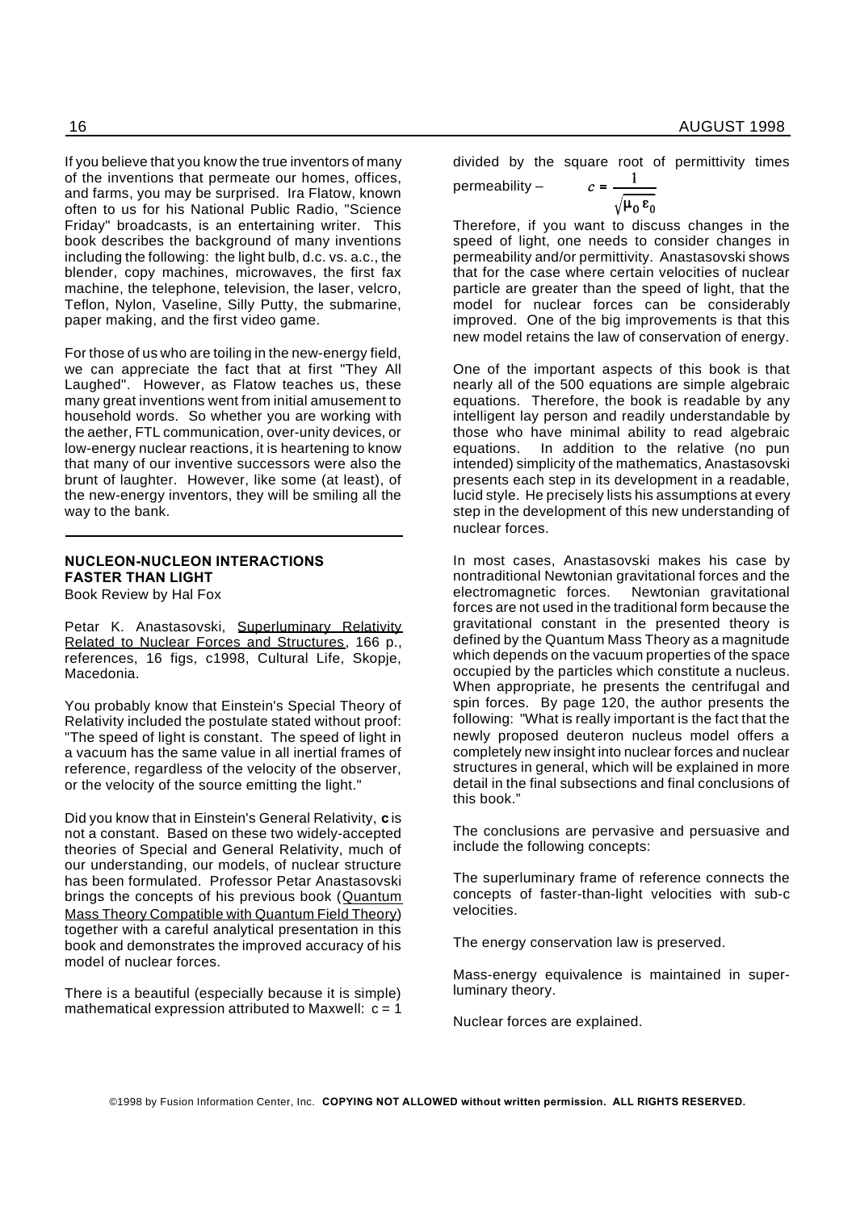If you believe that you know the true inventors of many of the inventions that permeate our homes, offices, and farms, you may be surprised. Ira Flatow, known often to us for his National Public Radio, "Science Friday" broadcasts, is an entertaining writer. This book describes the background of many inventions including the following: the light bulb, d.c. vs. a.c., the blender, copy machines, microwaves, the first fax machine, the telephone, television, the laser, velcro, Teflon, Nylon, Vaseline, Silly Putty, the submarine, paper making, and the first video game.

For those of us who are toiling in the new-energy field, we can appreciate the fact that at first "They All Laughed". However, as Flatow teaches us, these many great inventions went from initial amusement to household words. So whether you are working with the aether, FTL communication, over-unity devices, or low-energy nuclear reactions, it is heartening to know that many of our inventive successors were also the brunt of laughter. However, like some (at least), of the new-energy inventors, they will be smiling all the way to the bank.

---

### NUCLEON-NUCLEON INTERACTIONS FASTER THAN LIGHT

Book Review by Hal Fox

Petar K. Anastasovski, Superluminary Relativity Related to Nuclear Forces and Structures, 166 p., references, 16 figs, c1998, Cultural Life, Skopje, Macedonia.

You probably know that Einstein's Special Theory of Relativity included the postulate stated without proof: "The speed of light is constant. The speed of light in a vacuum has the same value in all inertial frames of reference, regardless of the velocity of the observer, or the velocity of the source emitting the light."

Did you know that in Einstein's General Relativity, **c** is not a constant. Based on these two widely-accepted theories of Special and General Relativity, much of our understanding, our models, of nuclear structure has been formulated. Professor Petar Anastasovski brings the concepts of his previous book (Quantum Mass Theory Compatible with Quantum Field Theory) together with a careful analytical presentation in this book and demonstrates the improved accuracy of his model of nuclear forces.

There is a beautiful (especially because it is simple) mathematical expression attributed to Maxwell: c = 1 divided by the square root of permittivity times permeability – $c = \dfrac{1}{\sqrt{\mu_0 \, \varepsilon_0}}$

Therefore, if you want to discuss changes in the speed of light, one needs to consider changes in permeability and/or permittivity. Anastasovski shows that for the case where certain velocities of nuclear particle are greater than the speed of light, that the model for nuclear forces can be considerably improved. One of the big improvements is that this new model retains the law of conservation of energy.

One of the important aspects of this book is that nearly all of the 500 equations are simple algebraic equations. Therefore, the book is readable by any intelligent lay person and readily understandable by those who have minimal ability to read algebraic equations. In addition to the relative (no pun intended) simplicity of the mathematics, Anastasovski presents each step in its development in a readable, lucid style. He precisely lists his assumptions at every step in the development of this new understanding of nuclear forces.

In most cases, Anastasovski makes his case by nontraditional Newtonian gravitational forces and the electromagnetic forces. Newtonian gravitational forces are not used in the traditional form because the gravitational constant in the presented theory is defined by the Quantum Mass Theory as a magnitude which depends on the vacuum properties of the space occupied by the particles which constitute a nucleus. When appropriate, he presents the centrifugal and spin forces. By page 120, the author presents the following: "What is really important is the fact that the newly proposed deuteron nucleus model offers a completely new insight into nuclear forces and nuclear structures in general, which will be explained in more detail in the final subsections and final conclusions of this book."

The conclusions are pervasive and persuasive and include the following concepts:

The superluminary frame of reference connects the concepts of faster-than-light velocities with sub-c velocities.

The energy conservation law is preserved.

Mass-energy equivalence is maintained in superluminary theory.

Nuclear forces are explained.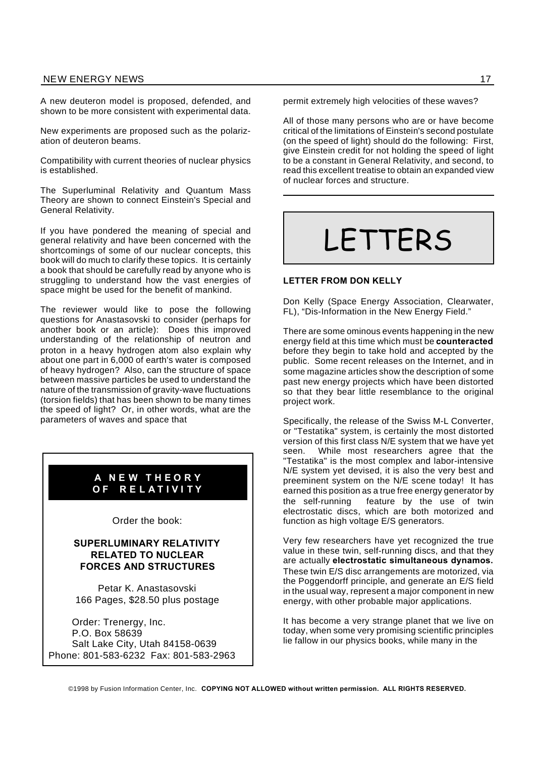A new deuteron model is proposed, defended, and shown to be more consistent with experimental data.

New experiments are proposed such as the polarization of deuteron beams.

Compatibility with current theories of nuclear physics is established.

The Superluminal Relativity and Quantum Mass Theory are shown to connect Einstein's Special and General Relativity.

If you have pondered the meaning of special and general relativity and have been concerned with the shortcomings of some of our nuclear concepts, this book will do much to clarify these topics. It is certainly a book that should be carefully read by anyone who is struggling to understand how the vast energies of space might be used for the benefit of mankind.

The reviewer would like to pose the following questions for Anastasovski to consider (perhaps for another book or an article): Does this improved understanding of the relationship of neutron and proton in a heavy hydrogen atom also explain why about one part in 6,000 of earth's water is composed of heavy hydrogen? Also, can the structure of space between massive particles be used to understand the nature of the transmission of gravity-wave fluctuations (torsion fields) that has been shown to be many times the speed of light? Or, in other words, what are the parameters of waves and space that permit extremely high velocities of these waves?

All of those many persons who are or have become critical of the limitations of Einstein's second postulate (on the speed of light) should do the following: First, give Einstein credit for not holding the speed of light to be a constant in General Relativity, and second, to read this excellent treatise to obtain an expanded view of nuclear forces and structure.

---

**A NEW THEORY OF RELATIVITY**

Order the book:

**SUPERLUMINARY RELATIVITY RELATED TO NUCLEAR FORCES AND STRUCTURES**

Petar K. Anastasovski
166 Pages, $28.50 plus postage

Order: Trenergy, Inc.
P.O. Box 58639
Salt Lake City, Utah 84158-0639
Phone: 801-583-6232 Fax: 801-583-2963

---

# LETTERS

### LETTER FROM DON KELLY

Don Kelly (Space Energy Association, Clearwater, FL), "Dis-Information in the New Energy Field."

There are some ominous events happening in the new energy field at this time which must be **counteracted** before they begin to take hold and accepted by the public. Some recent releases on the Internet, and in some magazine articles show the description of some past new energy projects which have been distorted so that they bear little resemblance to the original project work.

Specifically, the release of the Swiss M-L Converter, or "Testatika" system, is certainly the most distorted version of this first class N/E system that we have yet seen. While most researchers agree that the "Testatika" is the most complex and labor-intensive N/E system yet devised, it is also the very best and preeminent system on the N/E scene today! It has earned this position as a true free energy generator by the self-running feature by the use of twin electrostatic discs, which are both motorized and function as high voltage E/S generators.

Very few researchers have yet recognized the true value in these twin, self-running discs, and that they are actually **electrostatic simultaneous dynamos.** These twin E/S disc arrangements are motorized, via the Poggendorff principle, and generate an E/S field in the usual way, represent a major component in new energy, with other probable major applications.

It has become a very strange planet that we live on today, when some very promising scientific principles lie fallow in our physics books, while many in the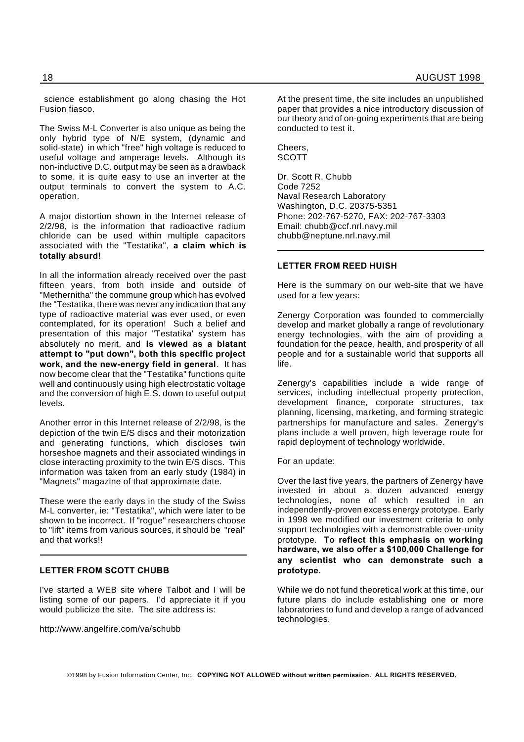science establishment go along chasing the Hot Fusion fiasco.

The Swiss M-L Converter is also unique as being the only hybrid type of N/E system, (dynamic and solid-state) in which "free" high voltage is reduced to useful voltage and amperage levels. Although its non-inductive D.C. output may be seen as a drawback to some, it is quite easy to use an inverter at the output terminals to convert the system to A.C. operation.

A major distortion shown in the Internet release of 2/2/98, is the information that radioactive radium chloride can be used within multiple capacitors associated with the "Testatika", **a claim which is totally absurd!**

In all the information already received over the past fifteen years, from both inside and outside of "Methernitha" the commune group which has evolved the "Testatika, there was never any indication that any type of radioactive material was ever used, or even contemplated, for its operation! Such a belief and presentation of this major "Testatika' system has absolutely no merit, and **is viewed as a blatant attempt to "put down", both this specific project work, and the new-energy field in general**. It has now become clear that the "Testatika" functions quite well and continuously using high electrostatic voltage and the conversion of high E.S. down to useful output levels.

Another error in this Internet release of 2/2/98, is the depiction of the twin E/S discs and their motorization and generating functions, which discloses twin horseshoe magnets and their associated windings in close interacting proximity to the twin E/S discs. This information was taken from an early study (1984) in "Magnets" magazine of that approximate date.

These were the early days in the study of the Swiss M-L converter, ie: "Testatika", which were later to be shown to be incorrect. If "rogue" researchers choose to "lift" items from various sources, it should be "real" and that works!!

---

### LETTER FROM SCOTT CHUBB

I've started a WEB site where Talbot and I will be listing some of our papers. I'd appreciate it if you would publicize the site. The site address is:

http://www.angelfire.com/va/schubb

At the present time, the site includes an unpublished paper that provides a nice introductory discussion of our theory and of on-going experiments that are being conducted to test it.

Cheers,
SCOTT

Dr. Scott R. Chubb
Code 7252
Naval Research Laboratory
Washington, D.C. 20375-5351
Phone: 202-767-5270, FAX: 202-767-3303
Email: chubb@ccf.nrl.navy.mil
chubb@neptune.nrl.navy.mil

---

### LETTER FROM REED HUISH

Here is the summary on our web-site that we have used for a few years:

Zenergy Corporation was founded to commercially develop and market globally a range of revolutionary energy technologies, with the aim of providing a foundation for the peace, health, and prosperity of all people and for a sustainable world that supports all life.

Zenergy's capabilities include a wide range of services, including intellectual property protection, development finance, corporate structures, tax planning, licensing, marketing, and forming strategic partnerships for manufacture and sales. Zenergy's plans include a well proven, high leverage route for rapid deployment of technology worldwide.

For an update:

Over the last five years, the partners of Zenergy have invested in about a dozen advanced energy technologies, none of which resulted in an independently-proven excess energy prototype. Early in 1998 we modified our investment criteria to only support technologies with a demonstrable over-unity prototype. **To reflect this emphasis on working hardware, we also offer a $100,000 Challenge for any scientist who can demonstrate such a prototype.**

While we do not fund theoretical work at this time, our future plans do include establishing one or more laboratories to fund and develop a range of advanced technologies.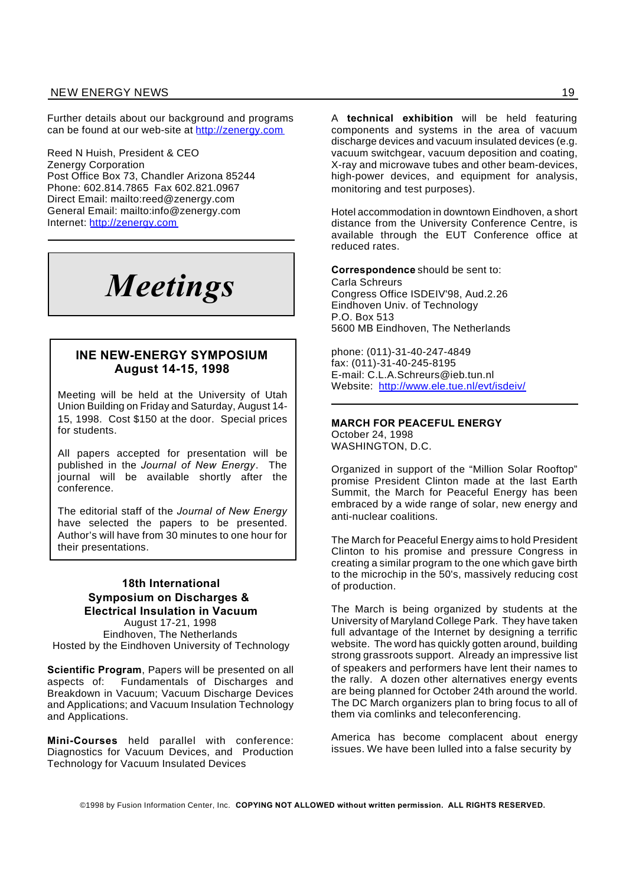Further details about our background and programs can be found at our web-site at http://zenergy.com

Reed N Huish, President & CEO
Zenergy Corporation
Post Office Box 73, Chandler Arizona 85244
Phone: 602.814.7865 Fax 602.821.0967
Direct Email: mailto:reed@zenergy.com
General Email: mailto:info@zenergy.com
Internet: http://zenergy.com

# *Meetings*

## INE NEW-ENERGY SYMPOSIUM
## August 14-15, 1998

Meeting will be held at the University of Utah Union Building on Friday and Saturday, August 14-15, 1998. Cost $150 at the door. Special prices for students.

All papers accepted for presentation will be published in the *Journal of New Energy*. The journal will be available shortly after the conference.

The editorial staff of the *Journal of New Energy* have selected the papers to be presented. Author's will have from 30 minutes to one hour for their presentations.

## 18th International Symposium on Discharges & Electrical Insulation in Vacuum

August 17-21, 1998
Eindhoven, The Netherlands
Hosted by the Eindhoven University of Technology

**Scientific Program**, Papers will be presented on all aspects of: Fundamentals of Discharges and Breakdown in Vacuum; Vacuum Discharge Devices and Applications; and Vacuum Insulation Technology and Applications.

**Mini-Courses** held parallel with conference: Diagnostics for Vacuum Devices, and Production Technology for Vacuum Insulated Devices

A **technical exhibition** will be held featuring components and systems in the area of vacuum discharge devices and vacuum insulated devices (e.g. vacuum switchgear, vacuum deposition and coating, X-ray and microwave tubes and other beam-devices, high-power devices, and equipment for analysis, monitoring and test purposes).

Hotel accommodation in downtown Eindhoven, a short distance from the University Conference Centre, is available through the EUT Conference office at reduced rates.

**Correspondence** should be sent to:
Carla Schreurs
Congress Office ISDEIV'98, Aud.2.26
Eindhoven Univ. of Technology
P.O. Box 513
5600 MB Eindhoven, The Netherlands

phone: (011)-31-40-247-4849
fax: (011)-31-40-245-8195
E-mail: C.L.A.Schreurs@ieb.tun.nl
Website: http://www.ele.tue.nl/evt/isdeiv/

## MARCH FOR PEACEFUL ENERGY

October 24, 1998
WASHINGTON, D.C.

Organized in support of the "Million Solar Rooftop" promise President Clinton made at the last Earth Summit, the March for Peaceful Energy has been embraced by a wide range of solar, new energy and anti-nuclear coalitions.

The March for Peaceful Energy aims to hold President Clinton to his promise and pressure Congress in creating a similar program to the one which gave birth to the microchip in the 50's, massively reducing cost of production.

The March is being organized by students at the University of Maryland College Park. They have taken full advantage of the Internet by designing a terrific website. The word has quickly gotten around, building strong grassroots support. Already an impressive list of speakers and performers have lent their names to the rally. A dozen other alternatives energy events are being planned for October 24th around the world. The DC March organizers plan to bring focus to all of them via comlinks and teleconferencing.

America has become complacent about energy issues. We have been lulled into a false security by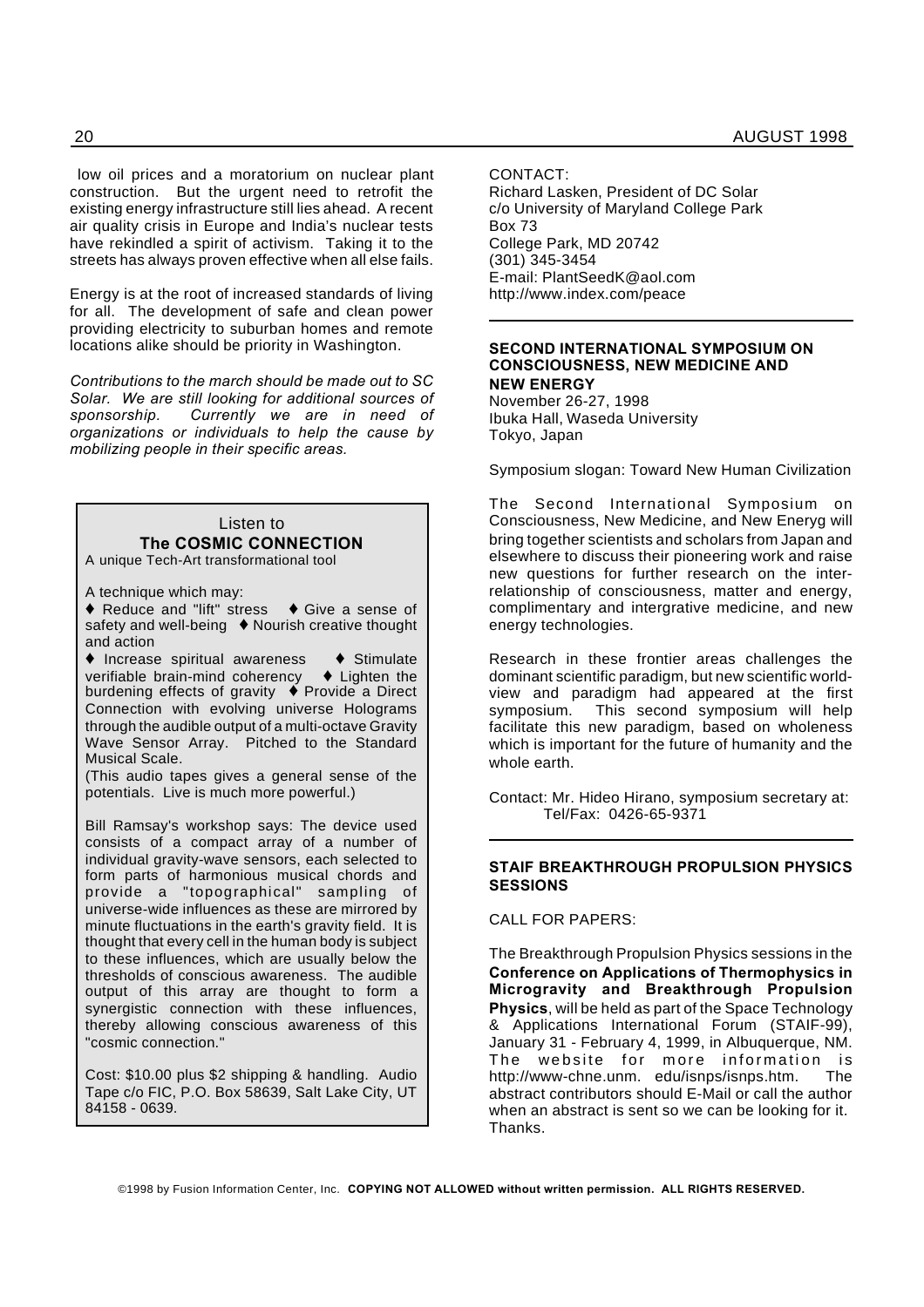low oil prices and a moratorium on nuclear plant construction. But the urgent need to retrofit the existing energy infrastructure still lies ahead. A recent air quality crisis in Europe and India's nuclear tests have rekindled a spirit of activism. Taking it to the streets has always proven effective when all else fails.

Energy is at the root of increased standards of living for all. The development of safe and clean power providing electricity to suburban homes and remote locations alike should be priority in Washington.

*Contributions to the march should be made out to SC Solar. We are still looking for additional sources of sponsorship. Currently we are in need of organizations or individuals to help the cause by mobilizing people in their specific areas.*

Listen to

**The COSMIC CONNECTION**

A unique Tech-Art transformational tool

A technique which may:

♦ Reduce and "lift" stress ♦ Give a sense of safety and well-being ♦ Nourish creative thought and action

♦ Increase spiritual awareness ♦ Stimulate verifiable brain-mind coherency ♦ Lighten the burdening effects of gravity ♦ Provide a Direct Connection with evolving universe Holograms through the audible output of a multi-octave Gravity Wave Sensor Array. Pitched to the Standard Musical Scale.

(This audio tapes gives a general sense of the potentials. Live is much more powerful.)

Bill Ramsay's workshop says: The device used consists of a compact array of a number of individual gravity-wave sensors, each selected to form parts of harmonious musical chords and provide a "topographical" sampling of universe-wide influences as these are mirrored by minute fluctuations in the earth's gravity field. It is thought that every cell in the human body is subject to these influences, which are usually below the thresholds of conscious awareness. The audible output of this array are thought to form a synergistic connection with these influences, thereby allowing conscious awareness of this "cosmic connection."

Cost: $10.00 plus $2 shipping & handling. Audio Tape c/o FIC, P.O. Box 58639, Salt Lake City, UT 84158 - 0639.

CONTACT:
Richard Lasken, President of DC Solar
c/o University of Maryland College Park
Box 73
College Park, MD 20742
(301) 345-3454
E-mail: PlantSeedK@aol.com
http://www.index.com/peace

---

**SECOND INTERNATIONAL SYMPOSIUM ON CONSCIOUSNESS, NEW MEDICINE AND NEW ENERGY**

November 26-27, 1998
Ibuka Hall, Waseda University
Tokyo, Japan

Symposium slogan: Toward New Human Civilization

The Second International Symposium on Consciousness, New Medicine, and New Eneryg will bring together scientists and scholars from Japan and elsewhere to discuss their pioneering work and raise new questions for further research on the inter-relationship of consciousness, matter and energy, complimentary and intergrative medicine, and new energy technologies.

Research in these frontier areas challenges the dominant scientific paradigm, but new scientific world-view and paradigm had appeared at the first symposium. This second symposium will help facilitate this new paradigm, based on wholeness which is important for the future of humanity and the whole earth.

Contact: Mr. Hideo Hirano, symposium secretary at:
Tel/Fax: 0426-65-9371

---

**STAIF BREAKTHROUGH PROPULSION PHYSICS SESSIONS**

CALL FOR PAPERS:

The Breakthrough Propulsion Physics sessions in the **Conference on Applications of Thermophysics in Microgravity and Breakthrough Propulsion Physics**, will be held as part of the Space Technology & Applications International Forum (STAIF-99), January 31 - February 4, 1999, in Albuquerque, NM. The website for more information is http://www-chne.unm. edu/isnps/isnps.htm. The abstract contributors should E-Mail or call the author when an abstract is sent so we can be looking for it. Thanks.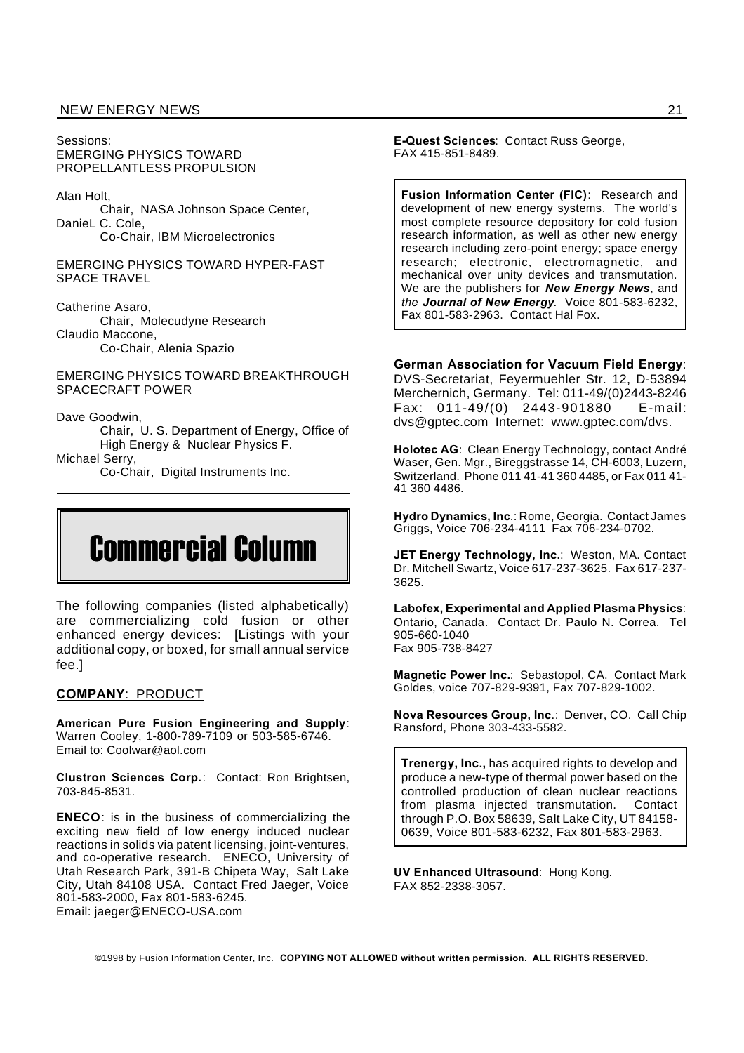Sessions:
EMERGING PHYSICS TOWARD PROPELLANTLESS PROPULSION

Alan Holt,
Chair, NASA Johnson Space Center,
DanieL C. Cole,
Co-Chair, IBM Microelectronics

EMERGING PHYSICS TOWARD HYPER-FAST SPACE TRAVEL

Catherine Asaro,
Chair, Molecudyne Research
Claudio Maccone,
Co-Chair, Alenia Spazio

EMERGING PHYSICS TOWARD BREAKTHROUGH SPACECRAFT POWER

Dave Goodwin,
Chair, U. S. Department of Energy, Office of High Energy & Nuclear Physics F.
Michael Serry,
Co-Chair, Digital Instruments Inc.

---

# Commercial Column

The following companies (listed alphabetically) are commercializing cold fusion or other enhanced energy devices: [Listings with your additional copy, or boxed, for small annual service fee.]

**COMPANY**: PRODUCT

**American Pure Fusion Engineering and Supply**: Warren Cooley, 1-800-789-7109 or 503-585-6746. Email to: Coolwar@aol.com

**Clustron Sciences Corp.**: Contact: Ron Brightsen, 703-845-8531.

**ENECO**: is in the business of commercializing the exciting new field of low energy induced nuclear reactions in solids via patent licensing, joint-ventures, and co-operative research. ENECO, University of Utah Research Park, 391-B Chipeta Way, Salt Lake City, Utah 84108 USA. Contact Fred Jaeger, Voice 801-583-2000, Fax 801-583-6245.
Email: jaeger@ENECO-USA.com

**E-Quest Sciences**: Contact Russ George, FAX 415-851-8489.

**Fusion Information Center (FIC)**: Research and development of new energy systems. The world's most complete resource depository for cold fusion research information, as well as other new energy research including zero-point energy; space energy research; electronic, electromagnetic, and mechanical over unity devices and transmutation. We are the publishers for ***New Energy News***, and *the* ***Journal of New Energy***. Voice 801-583-6232, Fax 801-583-2963. Contact Hal Fox.

**German Association for Vacuum Field Energy**: DVS-Secretariat, Feyermuehler Str. 12, D-53894 Merchernich, Germany. Tel: 011-49/(0)2443-8246 Fax: 011-49/(0) 2443-901880 E-mail: dvs@gptec.com Internet: www.gptec.com/dvs.

**Holotec AG**: Clean Energy Technology, contact André Waser, Gen. Mgr., Bireggstrasse 14, CH-6003, Luzern, Switzerland. Phone 011 41-41 360 4485, or Fax 011 41-41 360 4486.

**Hydro Dynamics, Inc**.: Rome, Georgia. Contact James Griggs, Voice 706-234-4111 Fax 706-234-0702.

**JET Energy Technology, Inc.**: Weston, MA. Contact Dr. Mitchell Swartz, Voice 617-237-3625. Fax 617-237-3625.

**Labofex, Experimental and Applied Plasma Physics**: Ontario, Canada. Contact Dr. Paulo N. Correa. Tel 905-660-1040
Fax 905-738-8427

**Magnetic Power Inc.**: Sebastopol, CA. Contact Mark Goldes, voice 707-829-9391, Fax 707-829-1002.

**Nova Resources Group, Inc**.: Denver, CO. Call Chip Ransford, Phone 303-433-5582.

**Trenergy, Inc.,** has acquired rights to develop and produce a new-type of thermal power based on the controlled production of clean nuclear reactions from plasma injected transmutation. Contact through P.O. Box 58639, Salt Lake City, UT 84158-0639, Voice 801-583-6232, Fax 801-583-2963.

**UV Enhanced Ultrasound**: Hong Kong. FAX 852-2338-3057.

©1998 by Fusion Information Center, Inc. **COPYING NOT ALLOWED without written permission. ALL RIGHTS RESERVED.**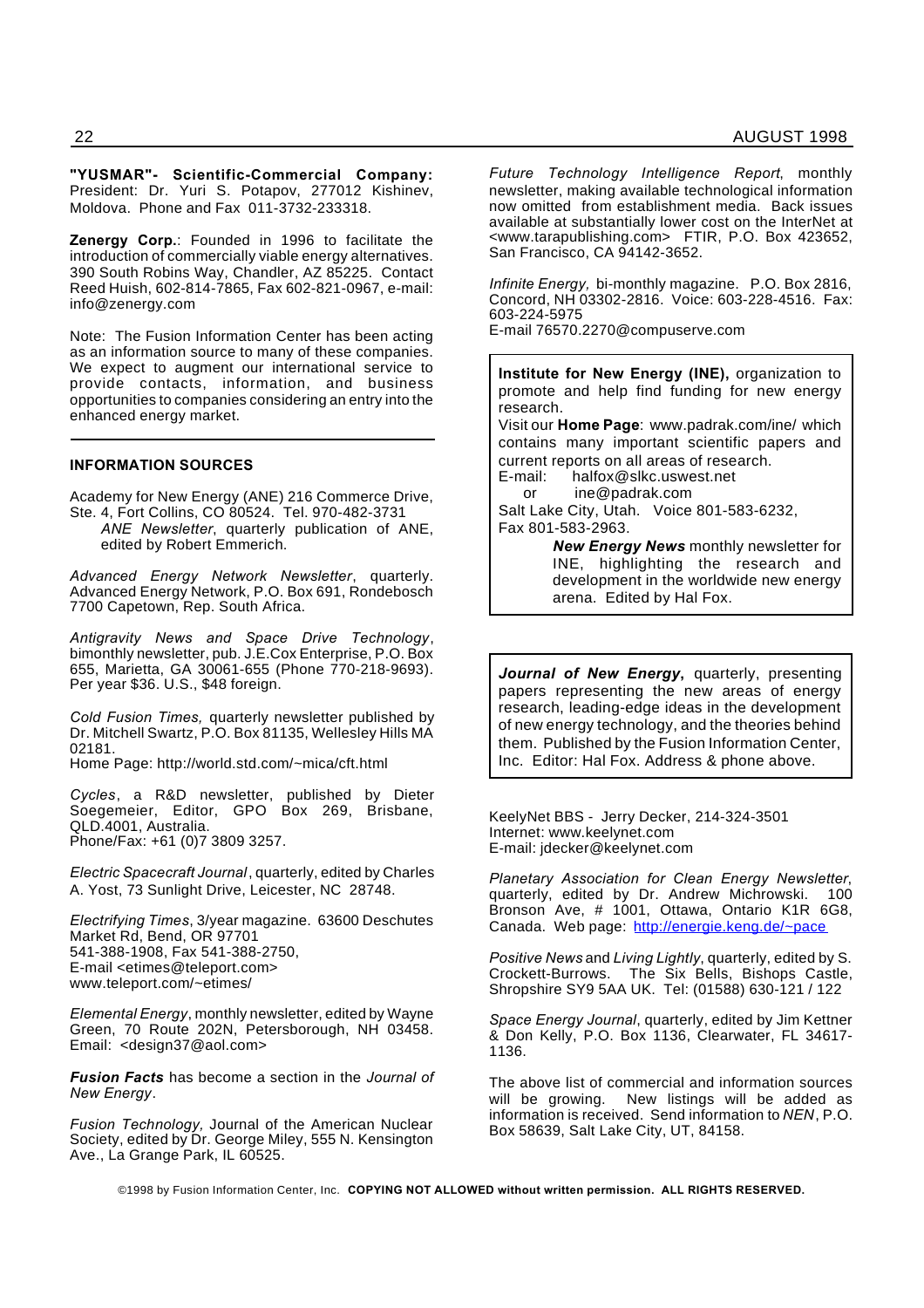**"YUSMAR"- Scientific-Commercial Company:** President: Dr. Yuri S. Potapov, 277012 Kishinev, Moldova. Phone and Fax 011-3732-233318.

**Zenergy Corp.**: Founded in 1996 to facilitate the introduction of commercially viable energy alternatives. 390 South Robins Way, Chandler, AZ 85225. Contact Reed Huish, 602-814-7865, Fax 602-821-0967, e-mail: info@zenergy.com

Note: The Fusion Information Center has been acting as an information source to many of these companies. We expect to augment our international service to provide contacts, information, and business opportunities to companies considering an entry into the enhanced energy market.

---

**INFORMATION SOURCES**

Academy for New Energy (ANE) 216 Commerce Drive, Ste. 4, Fort Collins, CO 80524. Tel. 970-482-3731

*ANE Newsletter*, quarterly publication of ANE, edited by Robert Emmerich.

*Advanced Energy Network Newsletter*, quarterly. Advanced Energy Network, P.O. Box 691, Rondebosch 7700 Capetown, Rep. South Africa.

*Antigravity News and Space Drive Technology*, bimonthly newsletter, pub. J.E.Cox Enterprise, P.O. Box 655, Marietta, GA 30061-655 (Phone 770-218-9693). Per year $36. U.S., $48 foreign.

*Cold Fusion Times,* quarterly newsletter published by Dr. Mitchell Swartz, P.O. Box 81135, Wellesley Hills MA 02181.
Home Page: http://world.std.com/~mica/cft.html

*Cycles*, a R&D newsletter, published by Dieter Soegemeier, Editor, GPO Box 269, Brisbane, QLD.4001, Australia.
Phone/Fax: +61 (0)7 3809 3257.

*Electric Spacecraft Journal*, quarterly, edited by Charles A. Yost, 73 Sunlight Drive, Leicester, NC 28748.

*Electrifying Times*, 3/year magazine. 63600 Deschutes Market Rd, Bend, OR 97701
541-388-1908, Fax 541-388-2750,
E-mail <etimes@teleport.com>
www.teleport.com/~etimes/

*Elemental Energy*, monthly newsletter, edited by Wayne Green, 70 Route 202N, Petersborough, NH 03458. Email: <design37@aol.com>

***Fusion Facts*** has become a section in the *Journal of New Energy*.

*Fusion Technology,* Journal of the American Nuclear Society, edited by Dr. George Miley, 555 N. Kensington Ave., La Grange Park, IL 60525.

*Future Technology Intelligence Report*, monthly newsletter, making available technological information now omitted from establishment media. Back issues available at substantially lower cost on the InterNet at <www.tarapublishing.com> FTIR, P.O. Box 423652, San Francisco, CA 94142-3652.

*Infinite Energy,* bi-monthly magazine. P.O. Box 2816, Concord, NH 03302-2816. Voice: 603-228-4516. Fax: 603-224-5975
E-mail 76570.2270@compuserve.com

**Institute for New Energy (INE),** organization to promote and help find funding for new energy research.
Visit our **Home Page**: www.padrak.com/ine/ which contains many important scientific papers and current reports on all areas of research.
E-mail: halfox@slkc.uswest.net
or ine@padrak.com
Salt Lake City, Utah. Voice 801-583-6232,
Fax 801-583-2963.

***New Energy News*** monthly newsletter for INE, highlighting the research and development in the worldwide new energy arena. Edited by Hal Fox.

***Journal of New Energy*,** quarterly, presenting papers representing the new areas of energy research, leading-edge ideas in the development of new energy technology, and the theories behind them. Published by the Fusion Information Center, Inc. Editor: Hal Fox. Address & phone above.

KeelyNet BBS - Jerry Decker, 214-324-3501
Internet: www.keelynet.com
E-mail: jdecker@keelynet.com

*Planetary Association for Clean Energy Newsletter*, quarterly, edited by Dr. Andrew Michrowski. 100 Bronson Ave, # 1001, Ottawa, Ontario K1R 6G8, Canada. Web page: http://energie.keng.de/~pace

*Positive News* and *Living Lightly*, quarterly, edited by S. Crockett-Burrows. The Six Bells, Bishops Castle, Shropshire SY9 5AA UK. Tel: (01588) 630-121 / 122

*Space Energy Journal*, quarterly, edited by Jim Kettner & Don Kelly, P.O. Box 1136, Clearwater, FL 34617-1136.

The above list of commercial and information sources will be growing. New listings will be added as information is received. Send information to *NEN*, P.O. Box 58639, Salt Lake City, UT, 84158.

©1998 by Fusion Information Center, Inc. **COPYING NOT ALLOWED without written permission. ALL RIGHTS RESERVED.**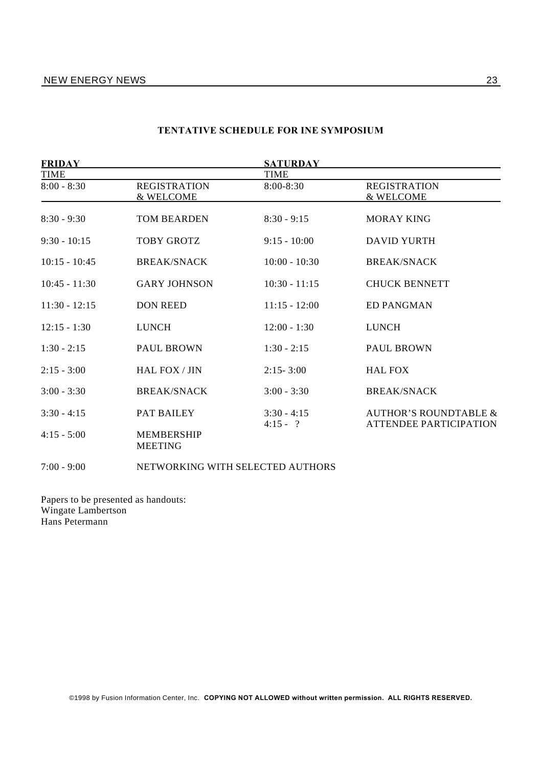## TENTATIVE SCHEDULE FOR INE SYMPOSIUM

| FRIDAY | | SATURDAY | |
|---|---|---|---|
| TIME | | TIME | |
| 8:00 - 8:30 | REGISTRATION & WELCOME | 8:00-8:30 | REGISTRATION & WELCOME |
| 8:30 - 9:30 | TOM BEARDEN | 8:30 - 9:15 | MORAY KING |
| 9:30 - 10:15 | TOBY GROTZ | 9:15 - 10:00 | DAVID YURTH |
| 10:15 - 10:45 | BREAK/SNACK | 10:00 - 10:30 | BREAK/SNACK |
| 10:45 - 11:30 | GARY JOHNSON | 10:30 - 11:15 | CHUCK BENNETT |
| 11:30 - 12:15 | DON REED | 11:15 - 12:00 | ED PANGMAN |
| 12:15 - 1:30 | LUNCH | 12:00 - 1:30 | LUNCH |
| 1:30 - 2:15 | PAUL BROWN | 1:30 - 2:15 | PAUL BROWN |
| 2:15 - 3:00 | HAL FOX / JIN | 2:15- 3:00 | HAL FOX |
| 3:00 - 3:30 | BREAK/SNACK | 3:00 - 3:30 | BREAK/SNACK |
| 3:30 - 4:15 | PAT BAILEY | 3:30 - 4:15<br>4:15 - ? | AUTHOR'S ROUNDTABLE & ATTENDEE PARTICIPATION |
| 4:15 - 5:00 | MEMBERSHIP MEETING | | |
| 7:00 - 9:00 | NETWORKING WITH SELECTED AUTHORS | | |

Papers to be presented as handouts:
Wingate Lambertson
Hans Petermann

©1998 by Fusion Information Center, Inc. **COPYING NOT ALLOWED without written permission. ALL RIGHTS RESERVED.**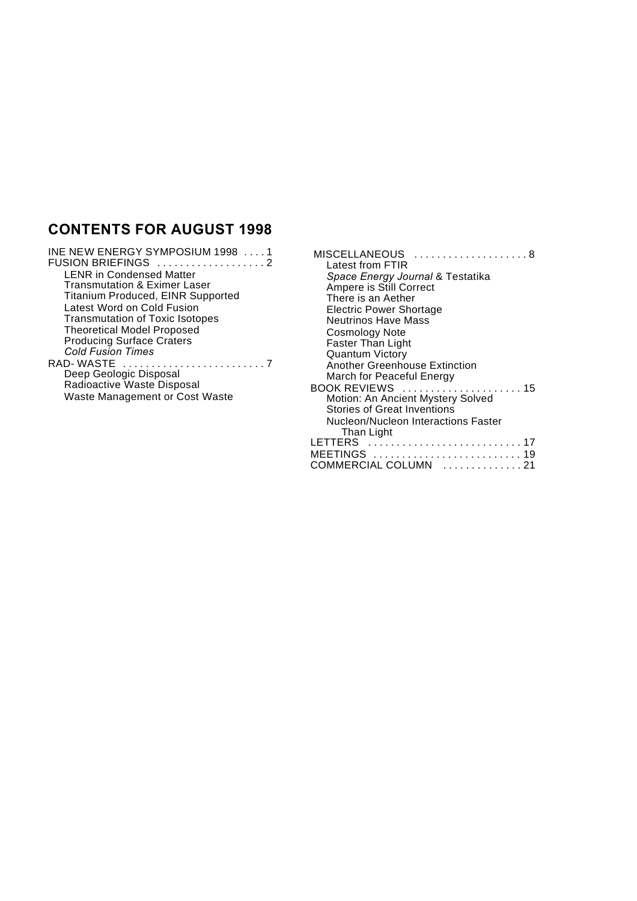## CONTENTS FOR AUGUST 1998

INE NEW ENERGY SYMPOSIUM 1998 . . . . 1

FUSION BRIEFINGS . . . . . . . . . . . . . . . . . . 2

- LENR in Condensed Matter
- Transmutation & Eximer Laser
- Titanium Produced, EINR Supported
- Latest Word on Cold Fusion
- Transmutation of Toxic Isotopes
- Theoretical Model Proposed
- Producing Surface Craters
- *Cold Fusion Times*

RAD- WASTE . . . . . . . . . . . . . . . . . . . . . . . . 7

- Deep Geologic Disposal
- Radioactive Waste Disposal
- Waste Management or Cost Waste

MISCELLANEOUS . . . . . . . . . . . . . . . . . . . 8

- Latest from FTIR
- *Space Energy Journal* & Testatika
- Ampere is Still Correct
- There is an Aether
- Electric Power Shortage
- Neutrinos Have Mass
- Cosmology Note
- Faster Than Light
- Quantum Victory
- Another Greenhouse Extinction
- March for Peaceful Energy

BOOK REVIEWS . . . . . . . . . . . . . . . . . . . . 15

- Motion: An Ancient Mystery Solved
- Stories of Great Inventions
- Nucleon/Nucleon Interactions Faster Than Light

LETTERS . . . . . . . . . . . . . . . . . . . . . . . . . . 17

MEETINGS . . . . . . . . . . . . . . . . . . . . . . . . . 19

COMMERCIAL COLUMN . . . . . . . . . . . . . . 21